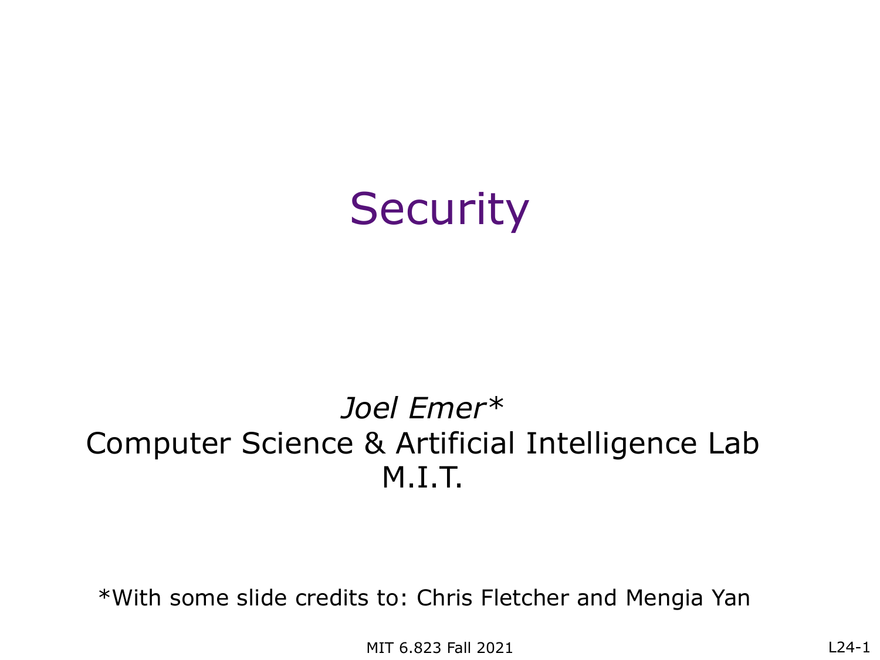# Security

*Joel Emer**
Computer Science & Artificial Intelligence Lab
M.I.T.

*With some slide credits to: Chris Fletcher and Mengia Yan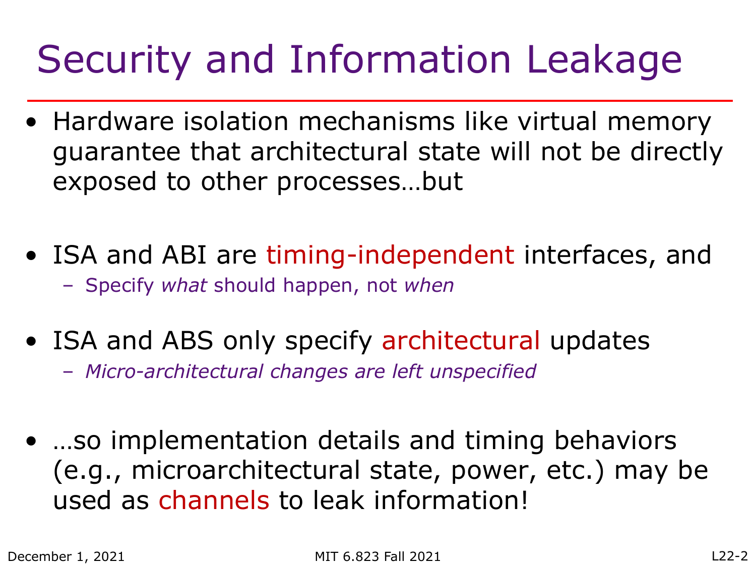# Security and Information Leakage

- Hardware isolation mechanisms like virtual memory guarantee that architectural state will not be directly exposed to other processes…but

- ISA and ABI are timing-independent interfaces, and
  - Specify *what* should happen, not *when*

- ISA and ABS only specify architectural updates
  - *Micro-architectural changes are left unspecified*

- …so implementation details and timing behaviors (e.g., microarchitectural state, power, etc.) may be used as channels to leak information!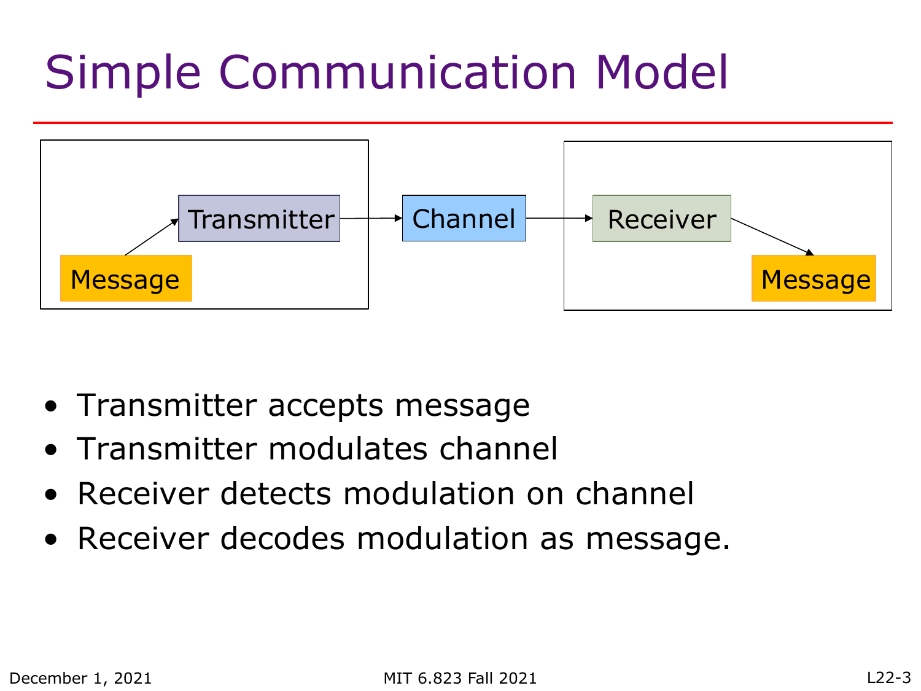# Simple Communication Model

Message

Transmitter

Channel

Receiver

Message

- Transmitter accepts message
- Transmitter modulates channel
- Receiver detects modulation on channel
- Receiver decodes modulation as message.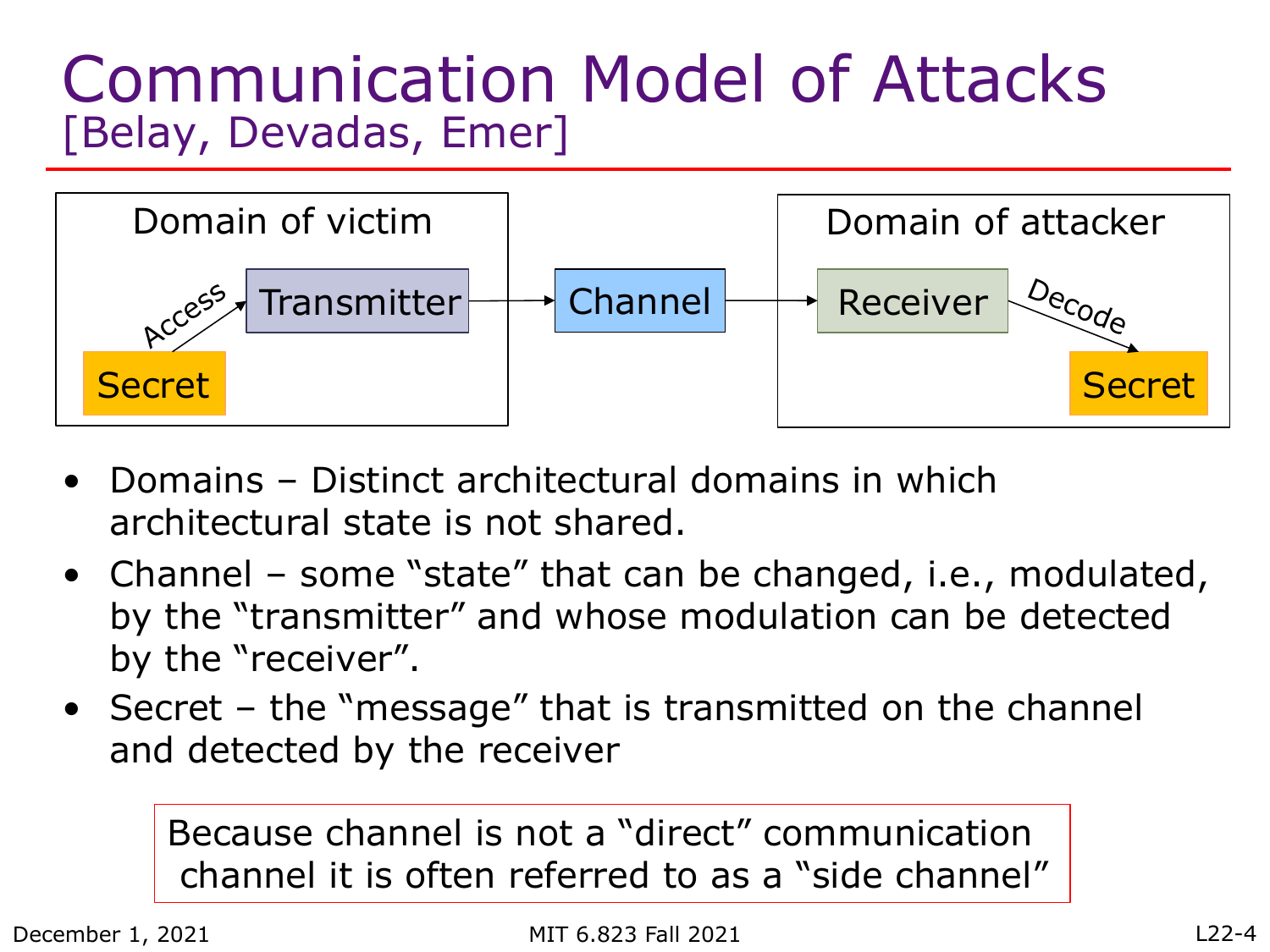# Communication Model of Attacks

[Belay, Devadas, Emer]

Domain of victim

Secret → Access → Transmitter → Channel → Receiver → Decode → Secret

Domain of attacker

- Domains – Distinct architectural domains in which architectural state is not shared.
- Channel – some "state" that can be changed, i.e., modulated, by the "transmitter" and whose modulation can be detected by the "receiver".
- Secret – the "message" that is transmitted on the channel and detected by the receiver

Because channel is not a "direct" communication channel it is often referred to as a "side channel"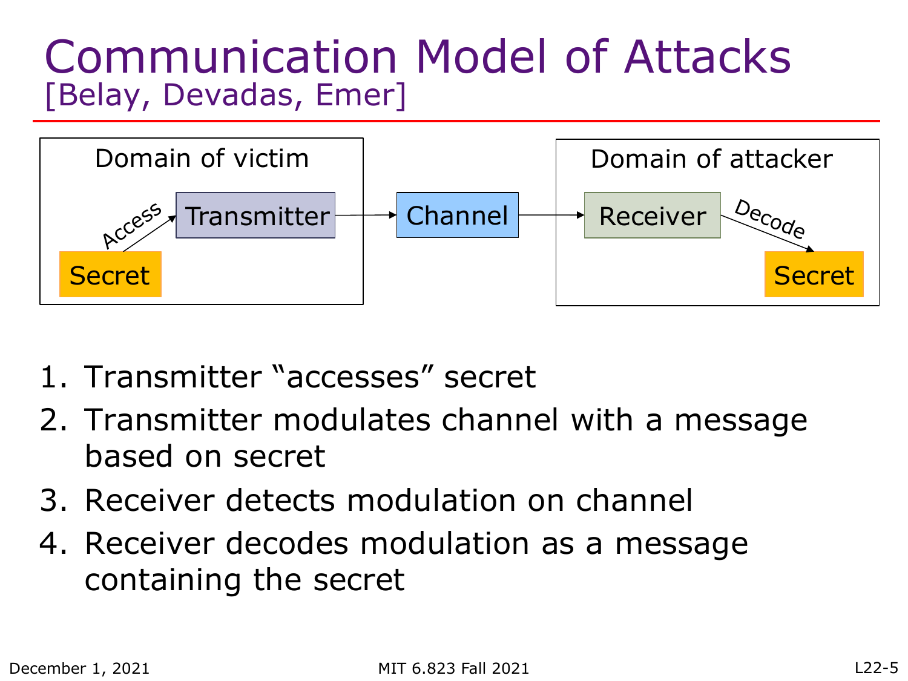# Communication Model of Attacks

[Belay, Devadas, Emer]

Domain of victim

Secret

Access

Transmitter

Channel

Domain of attacker

Receiver

Decode

Secret

1. Transmitter "accesses" secret
2. Transmitter modulates channel with a message based on secret
3. Receiver detects modulation on channel
4. Receiver decodes modulation as a message containing the secret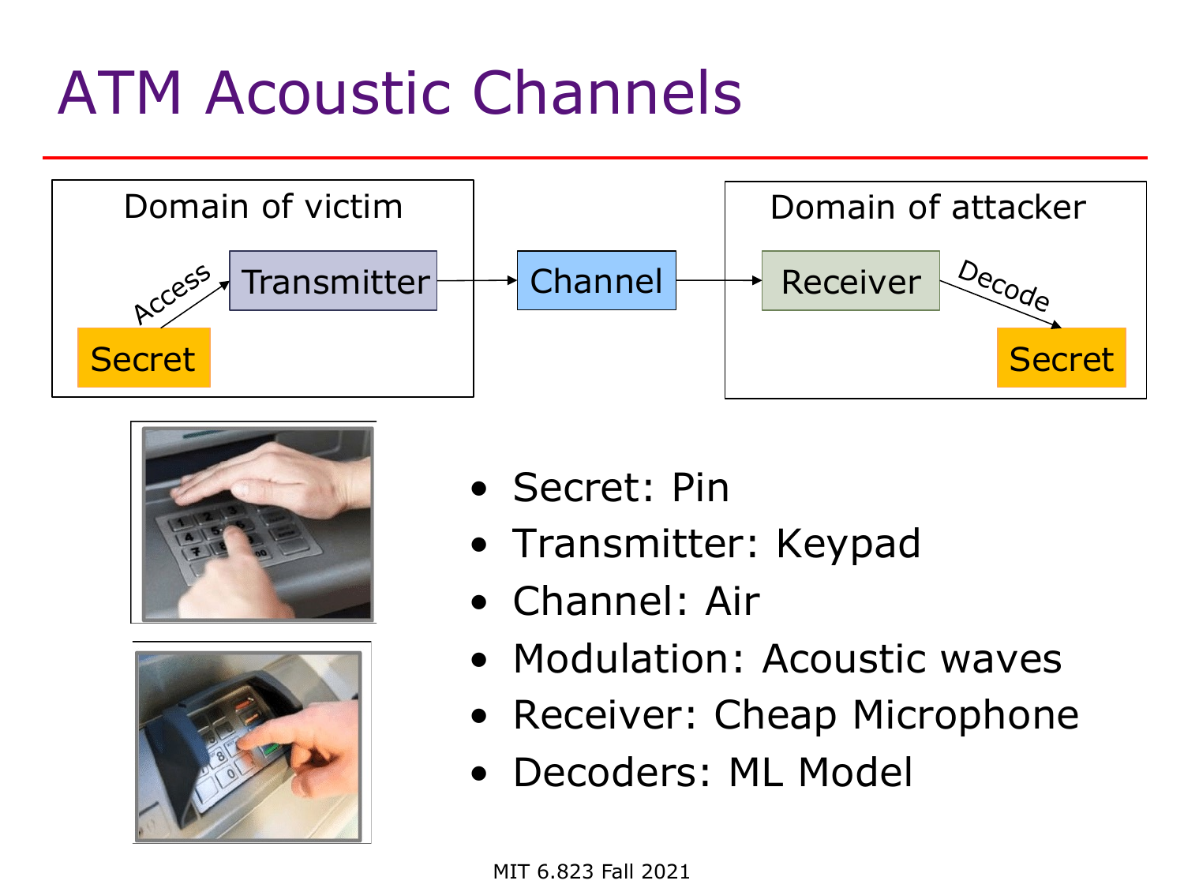# ATM Acoustic Channels

Domain of victim

Secret → Access → Transmitter → Channel → Receiver → Decode → Secret

Domain of attacker

- Secret: Pin
- Transmitter: Keypad
- Channel: Air
- Modulation: Acoustic waves
- Receiver: Cheap Microphone
- Decoders: ML Model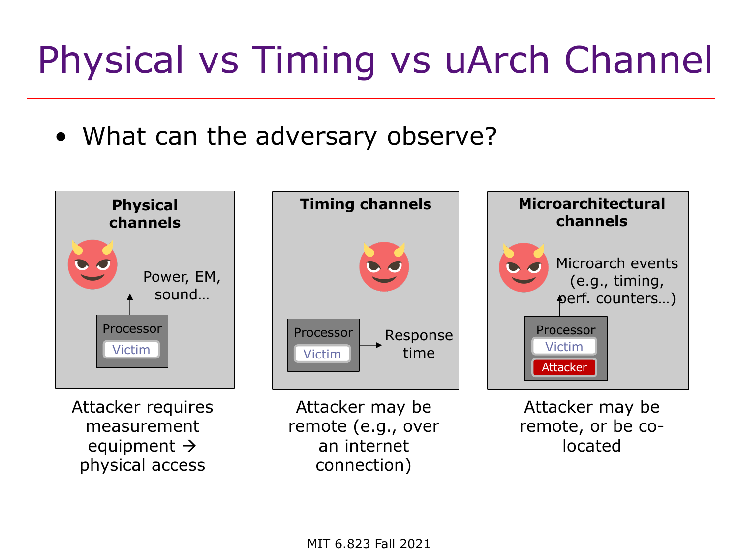# Physical vs Timing vs uArch Channel

- What can the adversary observe?

**Physical channels**

Power, EM, sound…

Processor

Victim

Attacker requires measurement equipment → physical access

**Timing channels**

Processor

Victim

Response time

Attacker may be remote (e.g., over an internet connection)

**Microarchitectural channels**

Microarch events (e.g., timing, perf. counters…)

Processor

Victim

Attacker

Attacker may be remote, or be co-located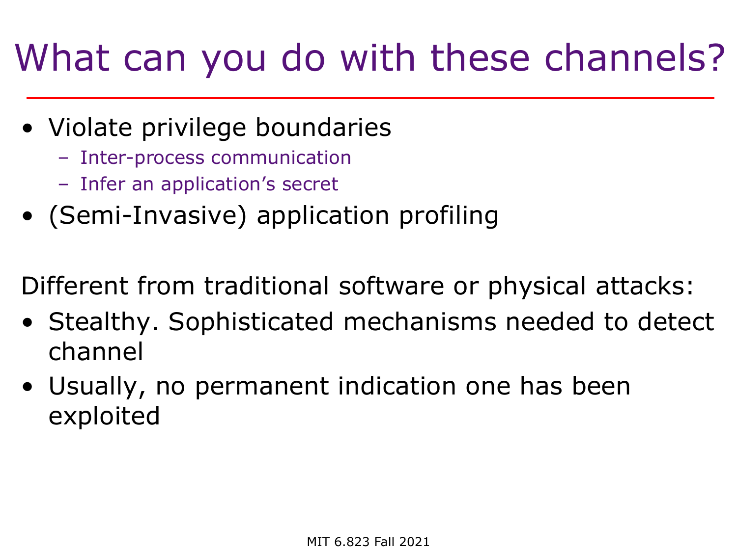# What can you do with these channels?

- Violate privilege boundaries
  - Inter-process communication
  - Infer an application's secret
- (Semi-Invasive) application profiling

Different from traditional software or physical attacks:

- Stealthy. Sophisticated mechanisms needed to detect channel
- Usually, no permanent indication one has been exploited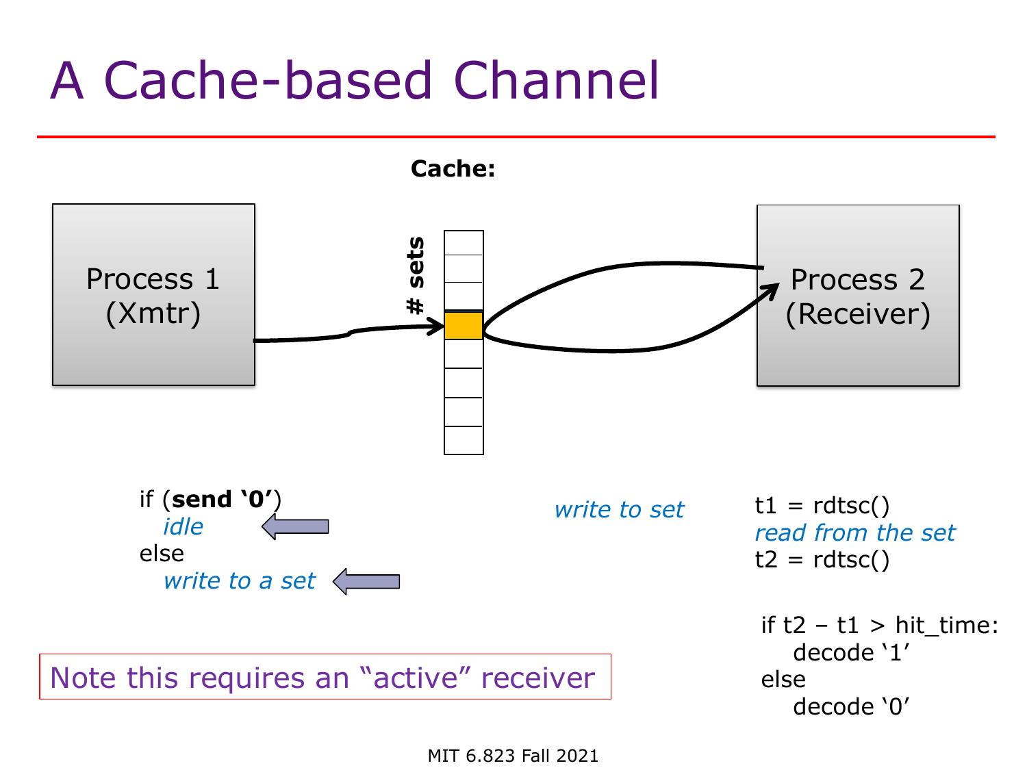# A Cache-based Channel

**Cache:**

Process 1 (Xmtr)

\# sets

Process 2 (Receiver)

if (**send '0'**)
  *idle*
else
  *write to a set*

*write to set*

t1 = rdtsc()
*read from the set*
t2 = rdtsc()

if t2 – t1 > hit_time:
  decode '1'
else
  decode '0'

Note this requires an "active" receiver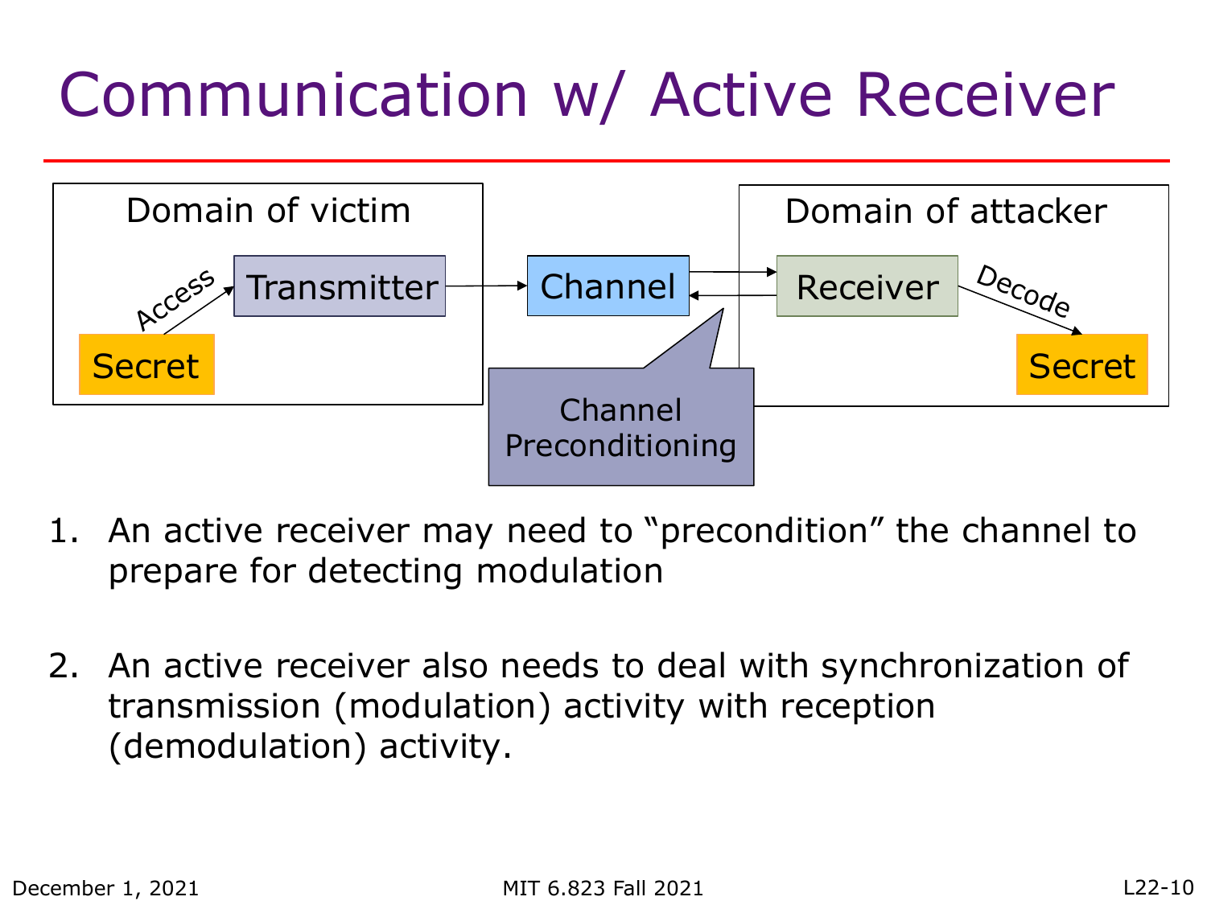# Communication w/ Active Receiver

Domain of victim

Secret

Access

Transmitter

Channel

Receiver

Decode

Secret

Domain of attacker

Channel Preconditioning

1. An active receiver may need to “precondition” the channel to prepare for detecting modulation

2. An active receiver also needs to deal with synchronization of transmission (modulation) activity with reception (demodulation) activity.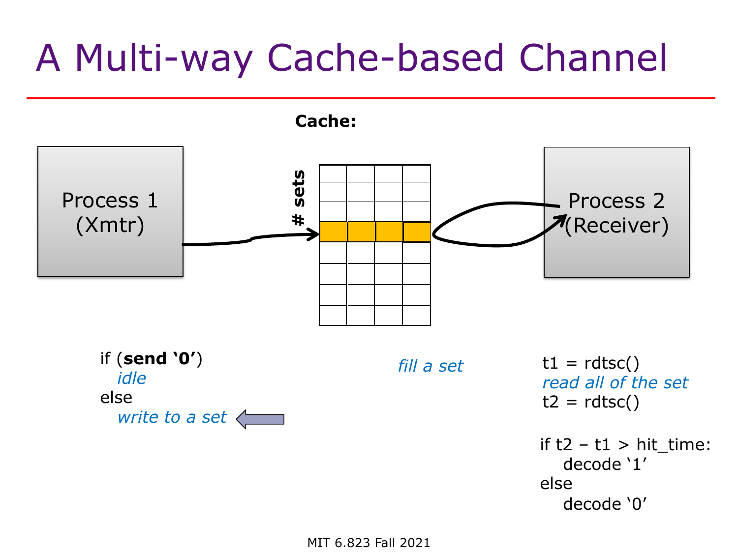# A Multi-way Cache-based Channel

**Cache:**

Process 1 (Xmtr)

# sets

Process 2 (Receiver)

if (**send '0'**)
  *idle*
else
  *write to a set*

*fill a set*

t1 = rdtsc()
*read all of the set*
t2 = rdtsc()

if t2 – t1 > hit_time:
  decode '1'
else
  decode '0'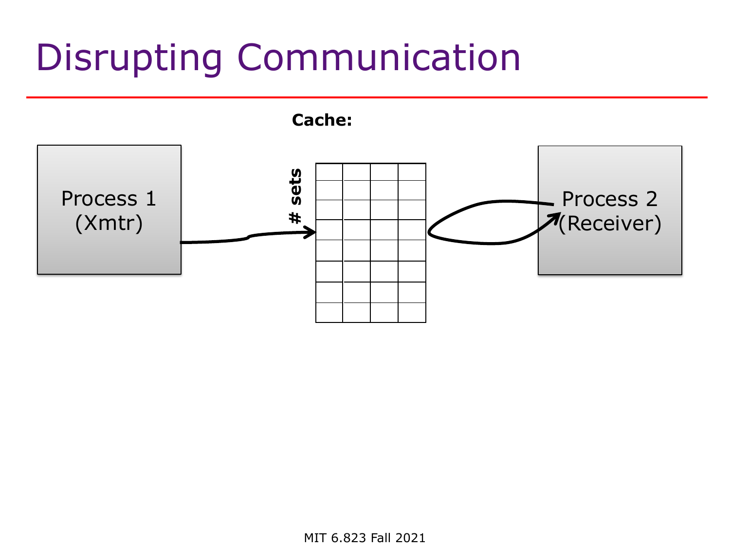# Disrupting Communication

Cache:

Process 1
(Xmtr)

# sets

Process 2
(Receiver)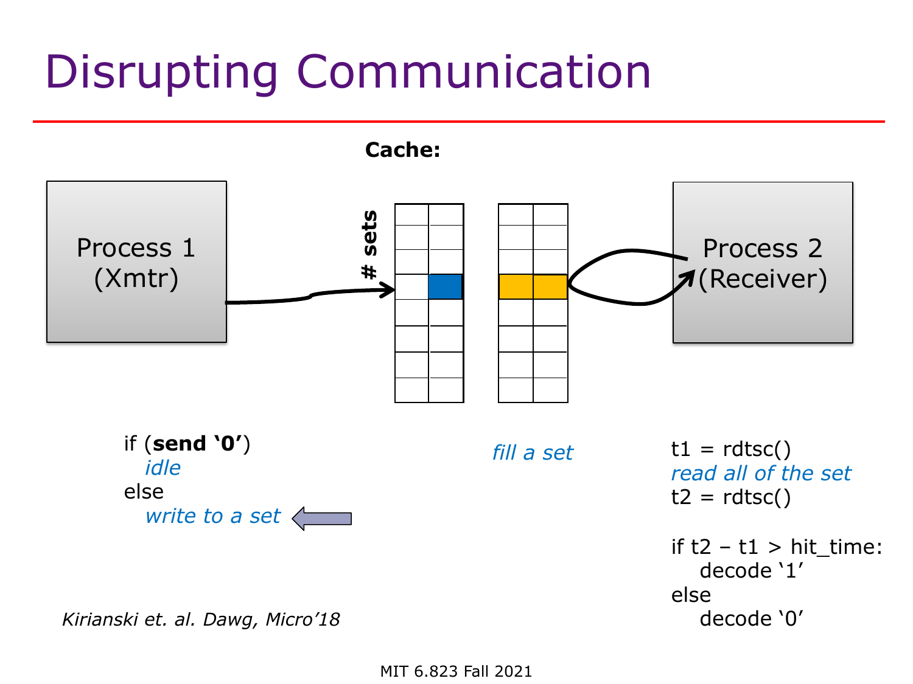# Disrupting Communication

**Cache:**

# sets

Process 1 (Xmtr)

Process 2 (Receiver)

if (**send '0'**)
   *idle*
else
   *write to a set*

*fill a set*

t1 = rdtsc()
*read all of the set*
t2 = rdtsc()

if t2 – t1 > hit_time:
   decode '1'
else
   decode '0'

*Kirianski et. al. Dawg, Micro'18*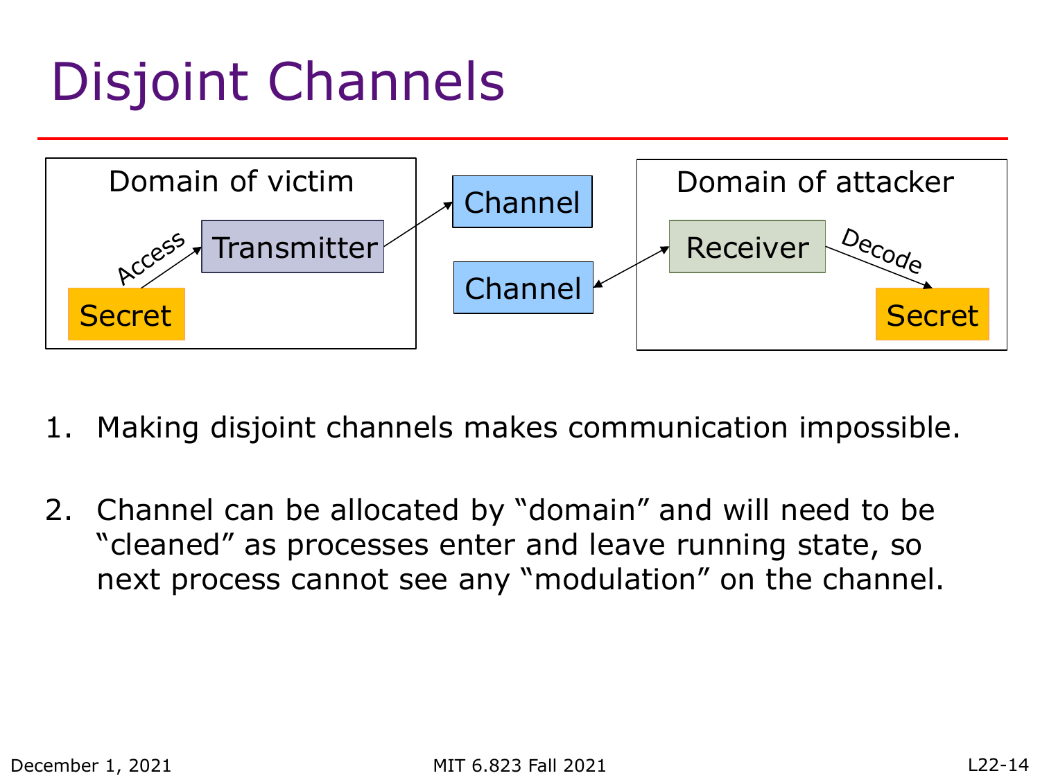# Disjoint Channels

Domain of victim

Secret

Access

Transmitter

Channel

Channel

Domain of attacker

Receiver

Decode

Secret

1. Making disjoint channels makes communication impossible.

2. Channel can be allocated by "domain" and will need to be "cleaned" as processes enter and leave running state, so next process cannot see any "modulation" on the channel.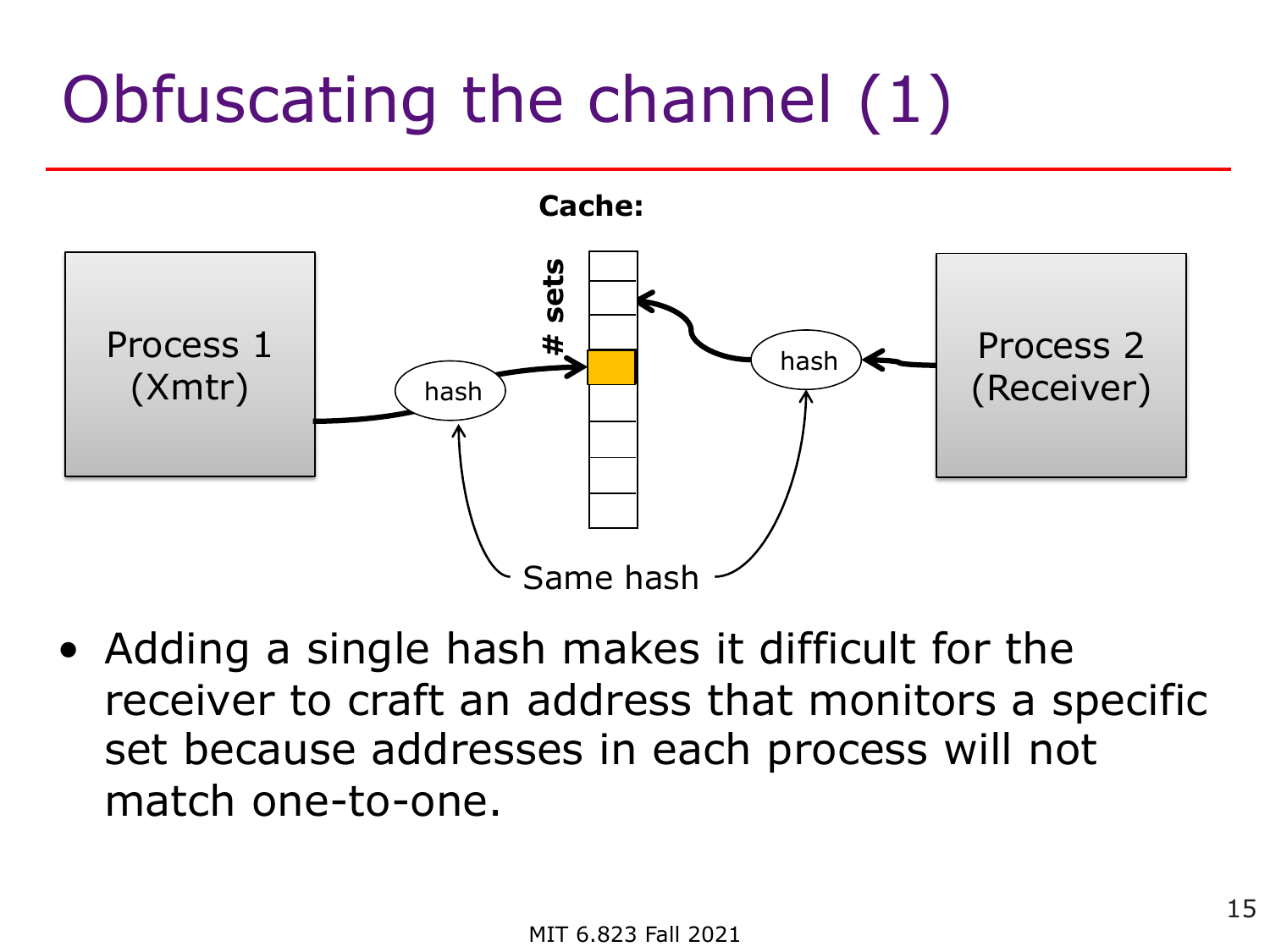# Obfuscating the channel (1)

Cache:

# sets

Process 1 (Xmtr)

hash

hash

Process 2 (Receiver)

Same hash

- Adding a single hash makes it difficult for the receiver to craft an address that monitors a specific set because addresses in each process will not match one-to-one.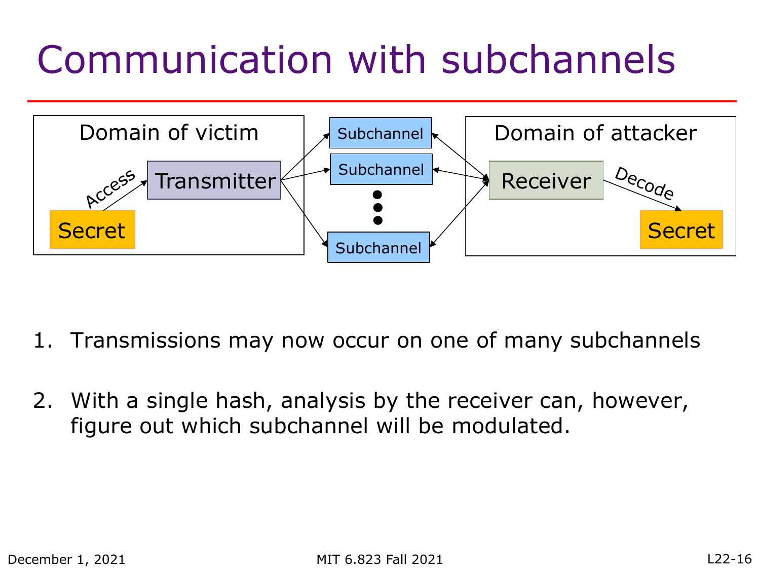# Communication with subchannels

Domain of victim

Access

Secret

Transmitter

Subchannel

Subchannel

Subchannel

Domain of attacker

Receiver

Decode

Secret

1. Transmissions may now occur on one of many subchannels
2. With a single hash, analysis by the receiver can, however, figure out which subchannel will be modulated.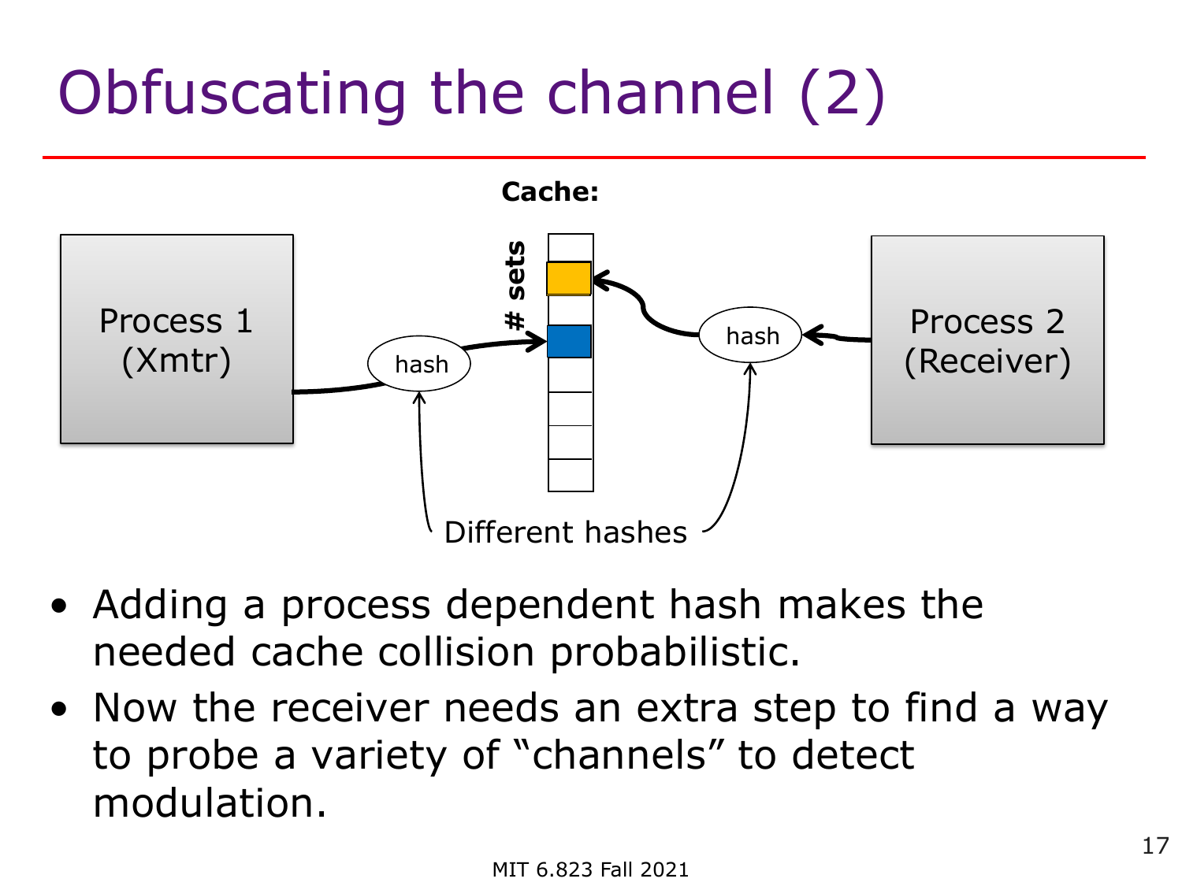# Obfuscating the channel (2)

**Cache:**

Process 1 (Xmtr) → hash → # sets ← hash ← Process 2 (Receiver)

Different hashes

- Adding a process dependent hash makes the needed cache collision probabilistic.
- Now the receiver needs an extra step to find a way to probe a variety of "channels" to detect modulation.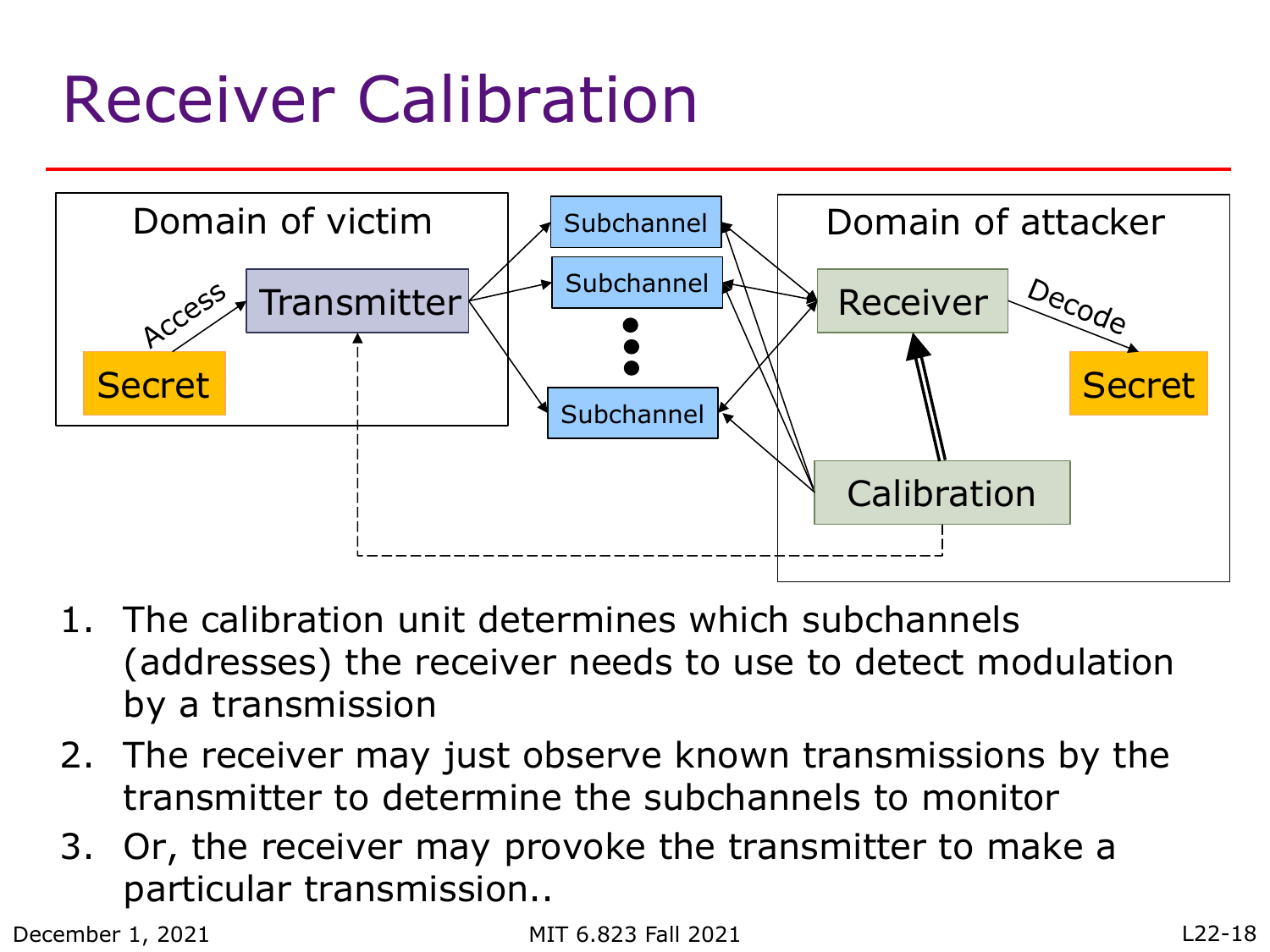# Receiver Calibration

Domain of victim

Access

Secret

Transmitter

Subchannel

Subchannel

Subchannel

Domain of attacker

Receiver

Decode

Secret

Calibration

1. The calibration unit determines which subchannels (addresses) the receiver needs to use to detect modulation by a transmission
2. The receiver may just observe known transmissions by the transmitter to determine the subchannels to monitor
3. Or, the receiver may provoke the transmitter to make a particular transmission..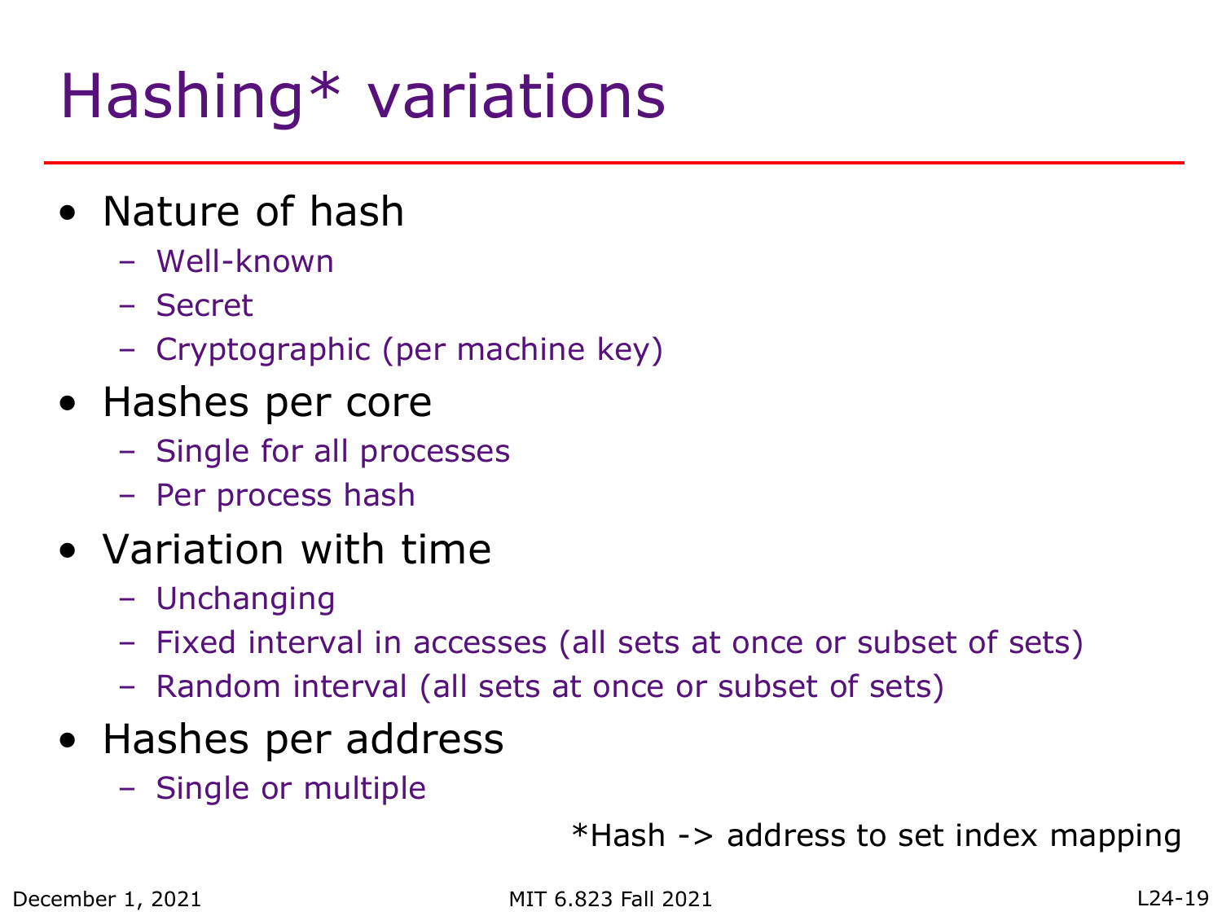# Hashing* variations

- Nature of hash
  - Well-known
  - Secret
  - Cryptographic (per machine key)
- Hashes per core
  - Single for all processes
  - Per process hash
- Variation with time
  - Unchanging
  - Fixed interval in accesses (all sets at once or subset of sets)
  - Random interval (all sets at once or subset of sets)
- Hashes per address
  - Single or multiple

*Hash -> address to set index mapping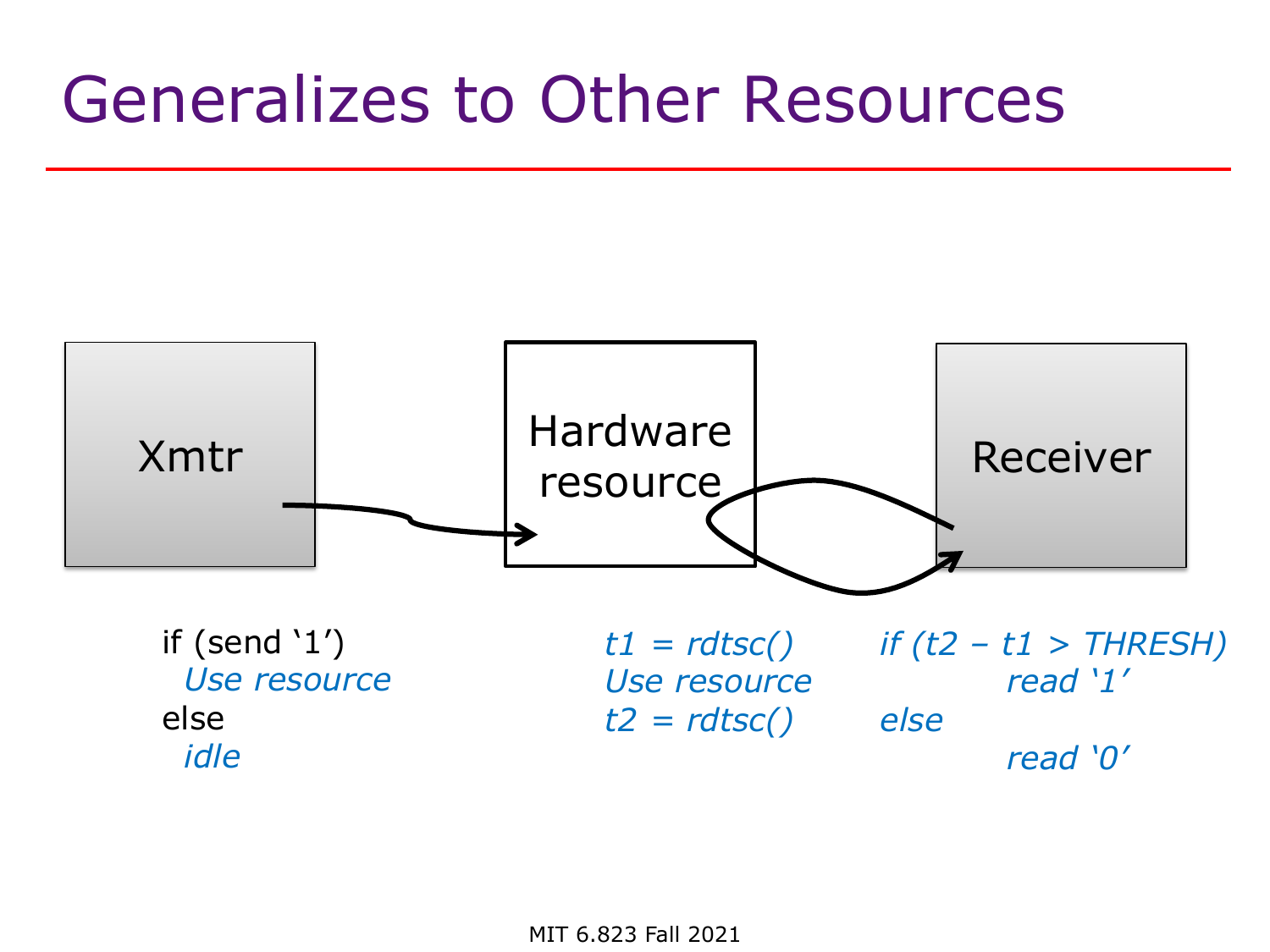# Generalizes to Other Resources

Xmtr

Hardware resource

Receiver

```
if (send '1')
  Use resource
else
  idle
```

```
t1 = rdtsc()
Use resource
t2 = rdtsc()
```

```
if (t2 – t1 > THRESH)
        read '1'
else
        read '0'
```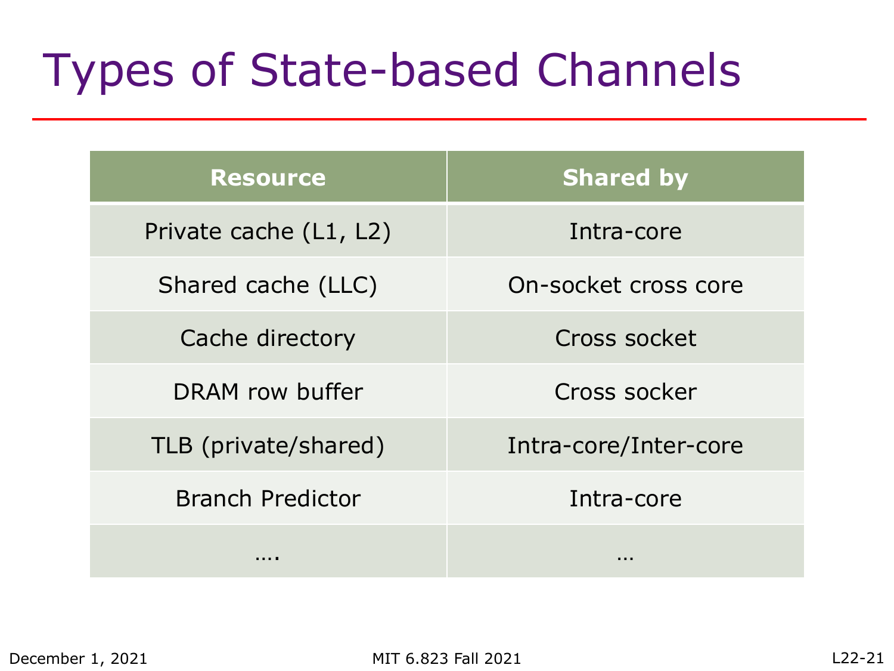# Types of State-based Channels

| Resource | Shared by |
|---|---|
| Private cache (L1, L2) | Intra-core |
| Shared cache (LLC) | On-socket cross core |
| Cache directory | Cross socket |
| DRAM row buffer | Cross socker |
| TLB (private/shared) | Intra-core/Inter-core |
| Branch Predictor | Intra-core |
| …. | … |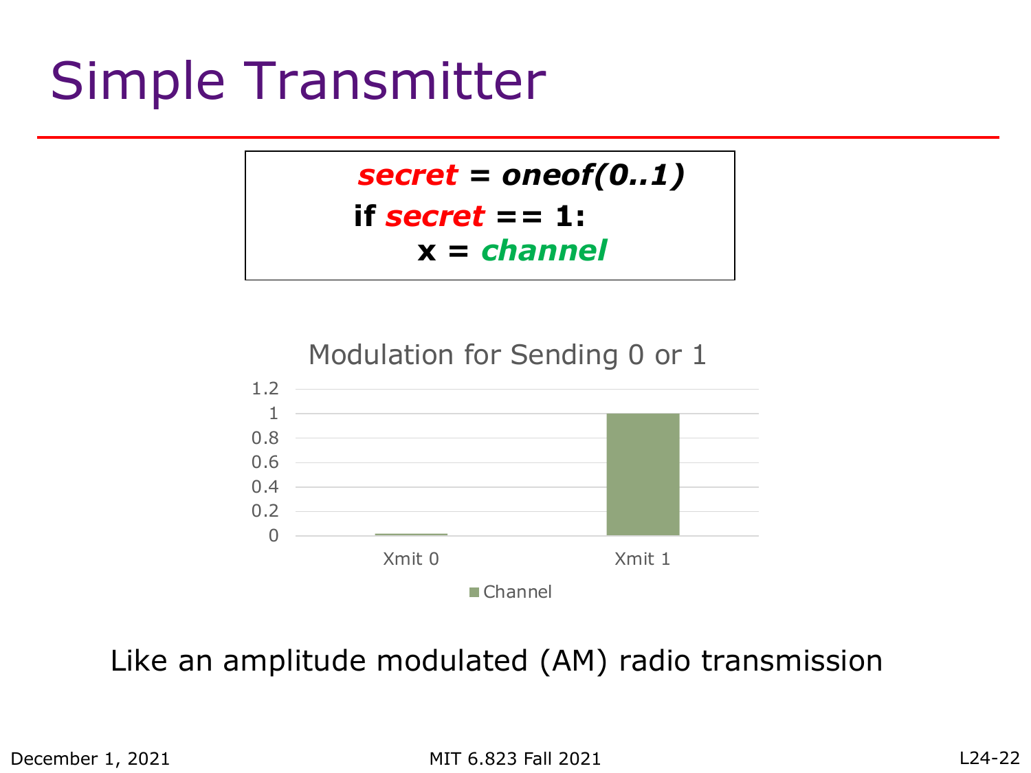# Simple Transmitter

```
secret = oneof(0..1)
if secret == 1:
    x = channel
```

Modulation for Sending 0 or 1

1.2
1
0.8
0.6
0.4
0.2
0

Xmit 0
Xmit 1

Channel

Like an amplitude modulated (AM) radio transmission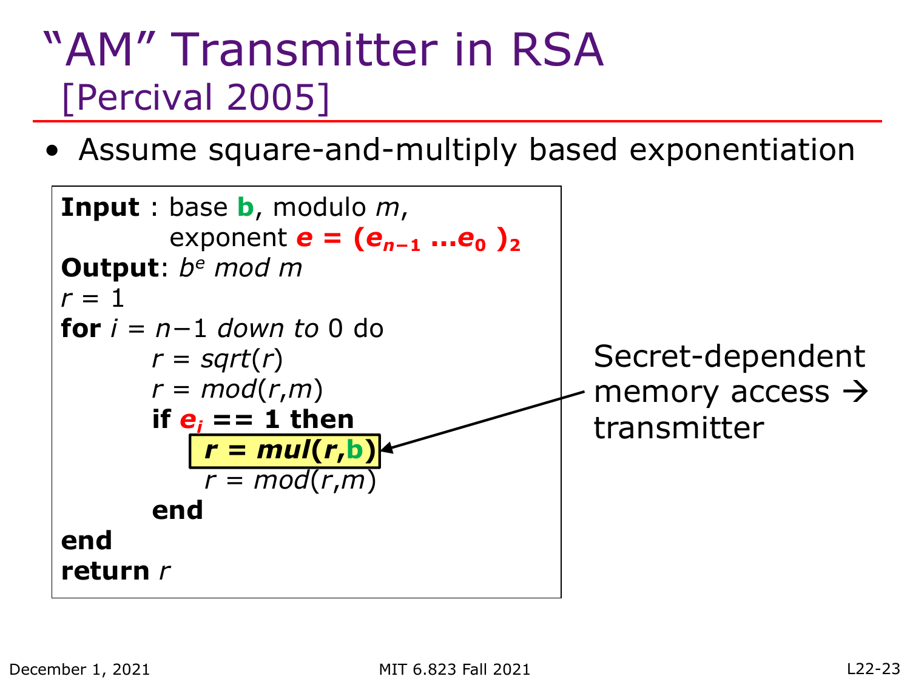# "AM" Transmitter in RSA

## [Percival 2005]

- Assume square-and-multiply based exponentiation

```
Input : base b, modulo m,
        exponent e = (e_{n-1} ...e_0 )_2
Output: b^e mod m
r = 1
for i = n−1 down to 0 do
      r = sqrt(r)
      r = mod(r,m)
      if e_i == 1 then
            r = mul(r,b)
            r = mod(r,m)
      end
end
return r
```

Secret-dependent memory access → transmitter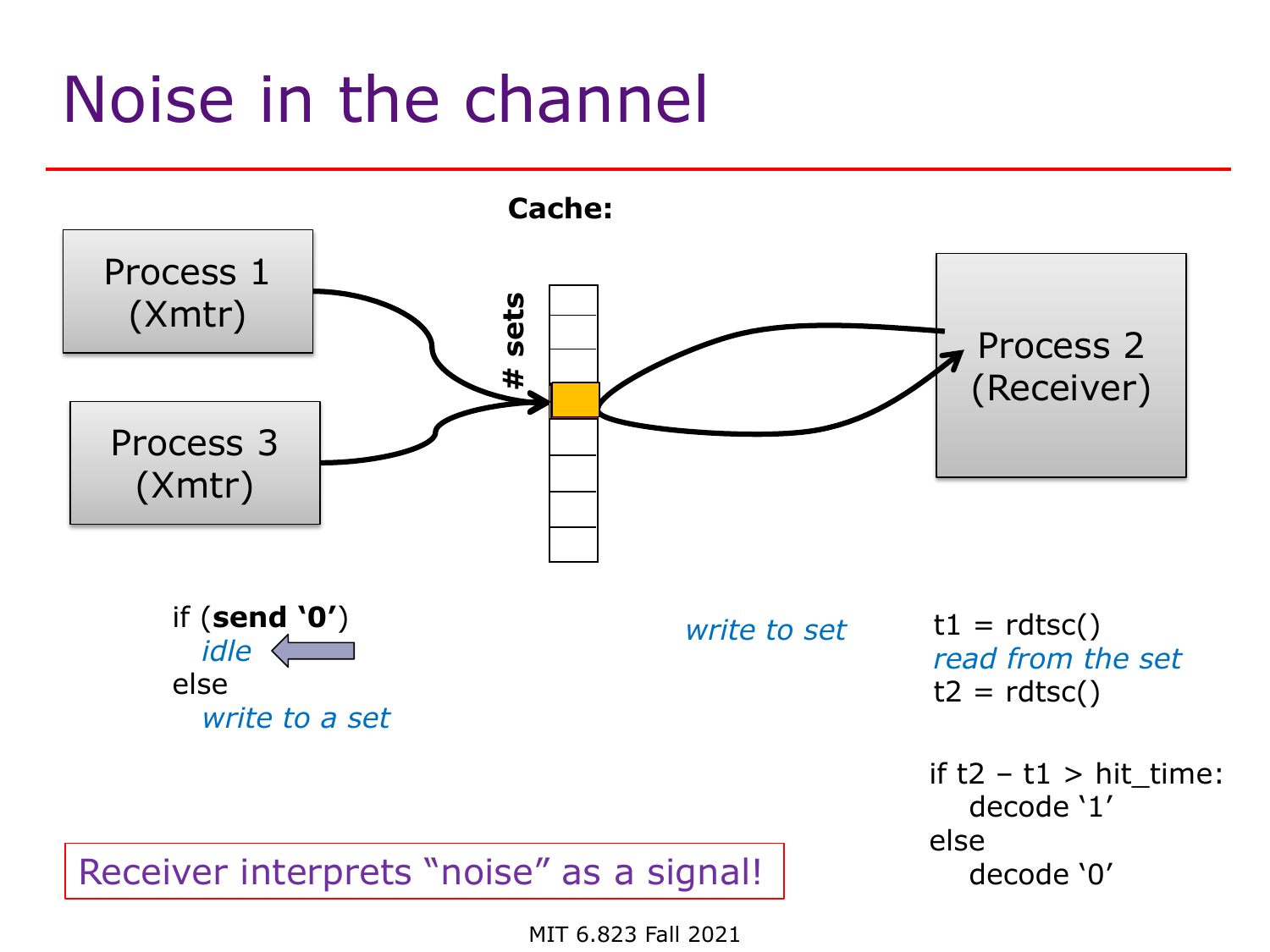# Noise in the channel

**Cache:**

Process 1 (Xmtr)

Process 3 (Xmtr)

\# sets

Process 2 (Receiver)

```
if (send '0')
    idle
else
    write to a set
```

*write to set*

```
t1 = rdtsc()
read from the set
t2 = rdtsc()

if t2 – t1 > hit_time:
    decode '1'
else
    decode '0'
```

Receiver interprets "noise" as a signal!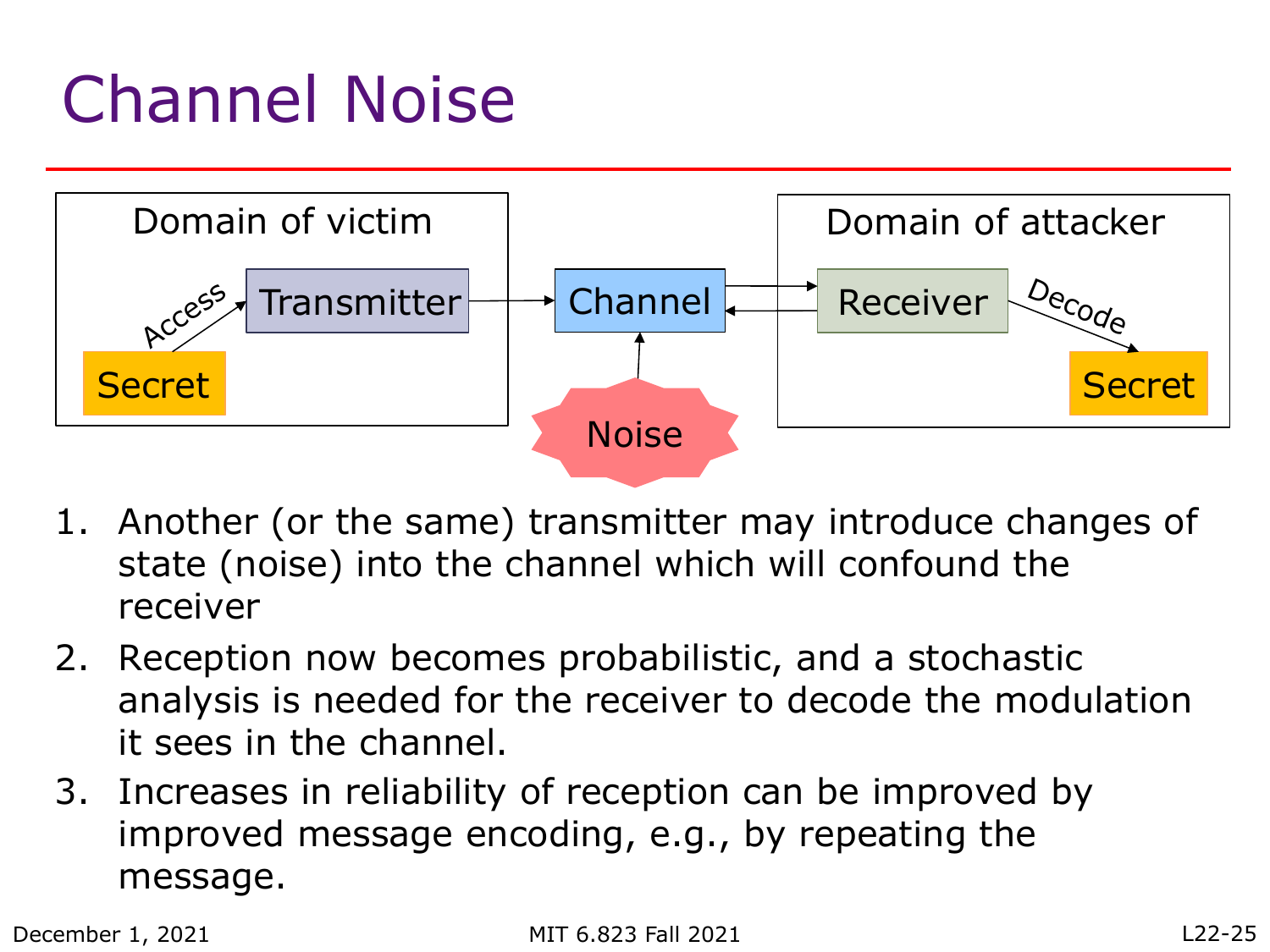# Channel Noise

Domain of victim

Secret

Access

Transmitter

Channel

Noise

Domain of attacker

Receiver

Decode

Secret

1. Another (or the same) transmitter may introduce changes of state (noise) into the channel which will confound the receiver
2. Reception now becomes probabilistic, and a stochastic analysis is needed for the receiver to decode the modulation it sees in the channel.
3. Increases in reliability of reception can be improved by improved message encoding, e.g., by repeating the message.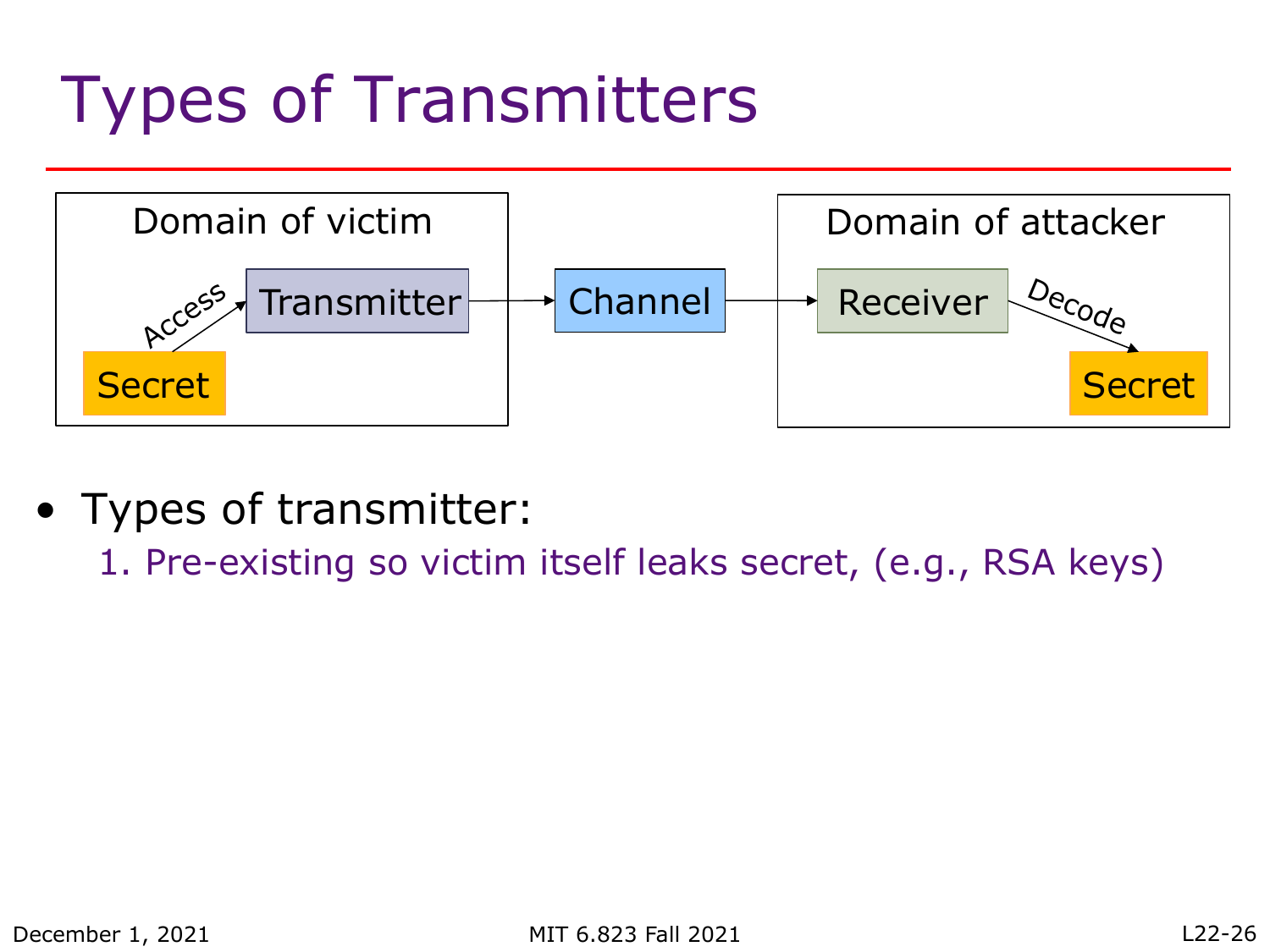# Types of Transmitters

Domain of victim

Secret

Access

Transmitter

Channel

Domain of attacker

Receiver

Decode

Secret

- Types of transmitter:
  1. Pre-existing so victim itself leaks secret, (e.g., RSA keys)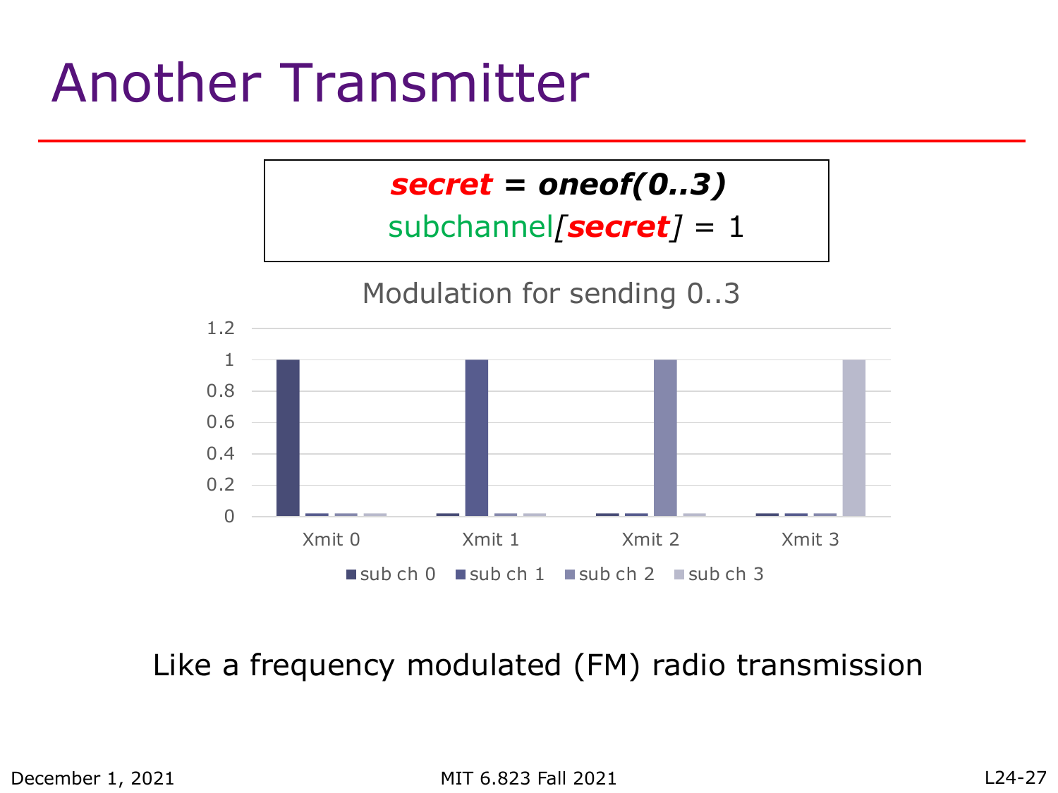# Another Transmitter

```
secret = oneof(0..3)
subchannel[secret] = 1
```

Modulation for sending 0..3

1.2
1
0.8
0.6
0.4
0.2
0

Xmit 0
Xmit 1
Xmit 2
Xmit 3

sub ch 0
sub ch 1
sub ch 2
sub ch 3

Like a frequency modulated (FM) radio transmission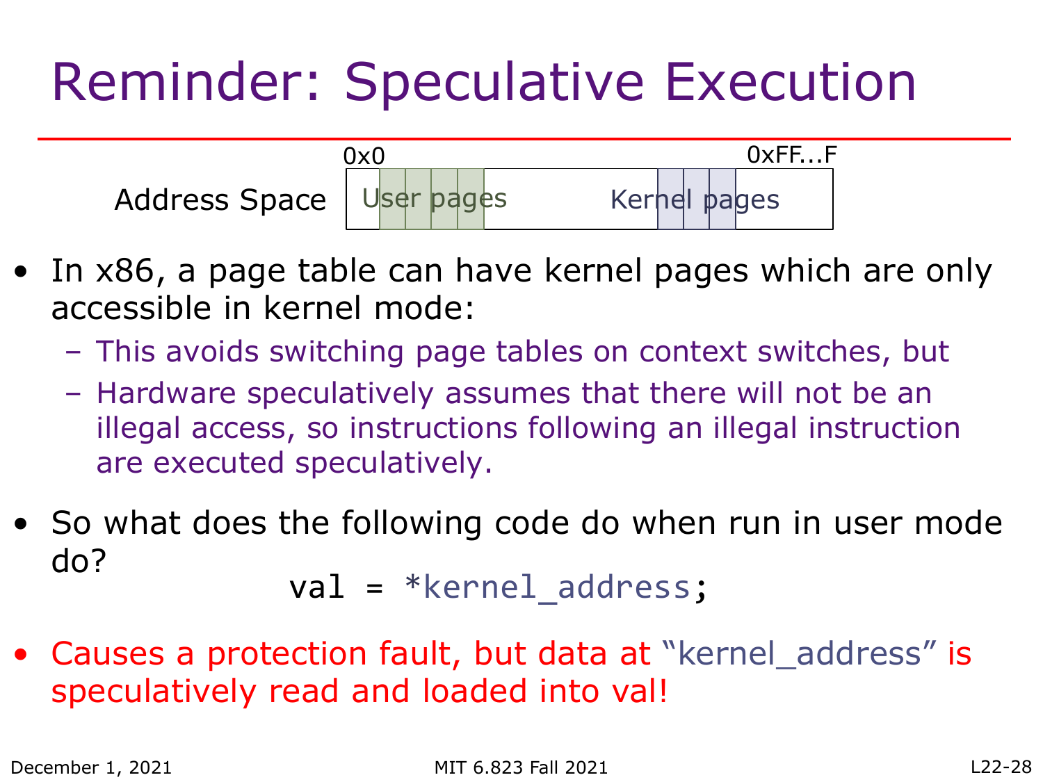# Reminder: Speculative Execution

0x0 0xFF...F

Address Space

User pages

Kernel pages

- In x86, a page table can have kernel pages which are only accessible in kernel mode:
  - This avoids switching page tables on context switches, but
  - Hardware speculatively assumes that there will not be an illegal access, so instructions following an illegal instruction are executed speculatively.
- So what does the following code do when run in user mode do?

```
val = *kernel_address;
```

- Causes a protection fault, but data at “kernel_address” is speculatively read and loaded into val!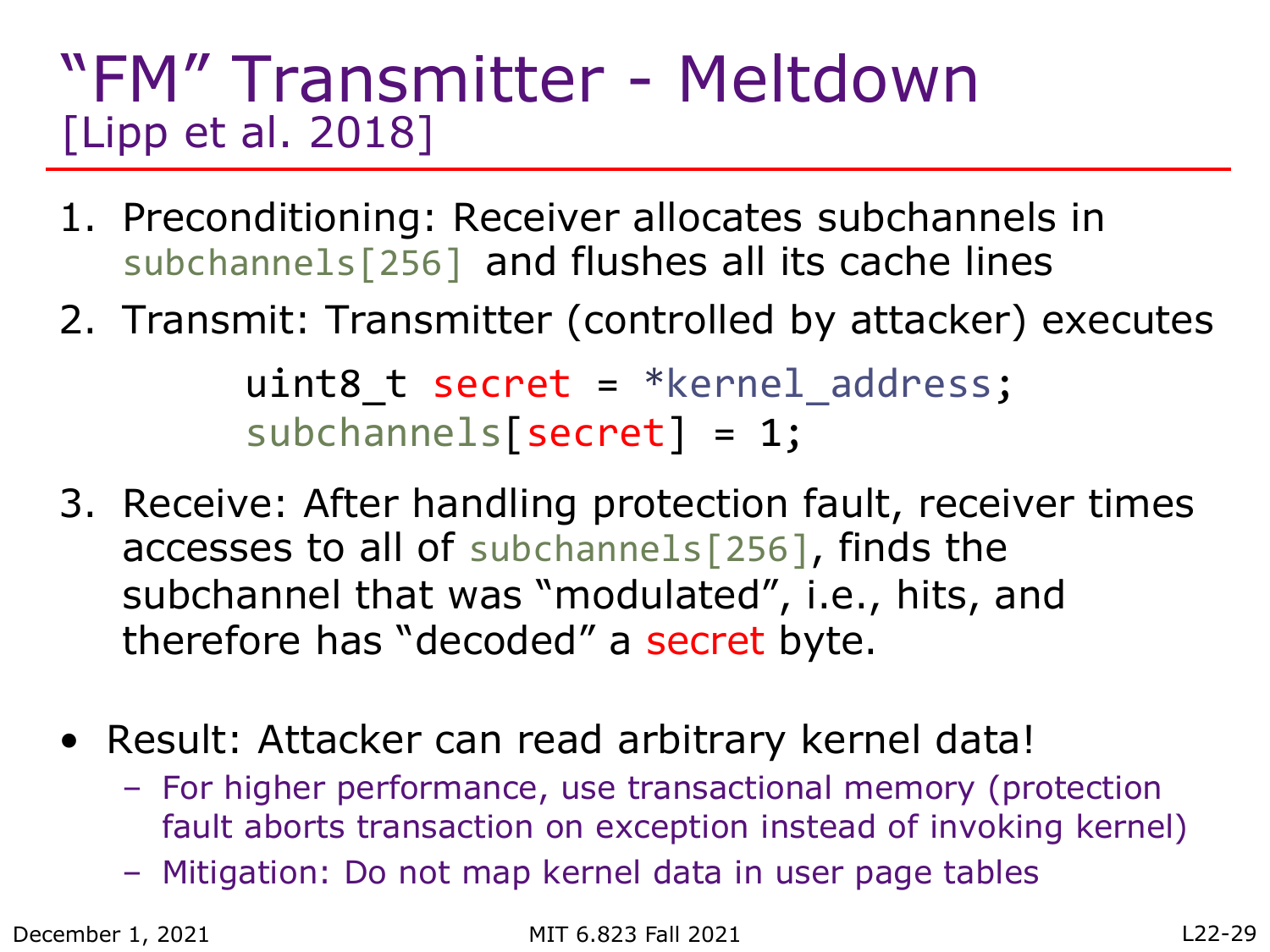# "FM" Transmitter - Meltdown

[Lipp et al. 2018]

1. Preconditioning: Receiver allocates subchannels in `subchannels[256]` and flushes all its cache lines
2. Transmit: Transmitter (controlled by attacker) executes

```
uint8_t secret = *kernel_address;
subchannels[secret] = 1;
```

3. Receive: After handling protection fault, receiver times accesses to all of `subchannels[256]`, finds the subchannel that was "modulated", i.e., hits, and therefore has "decoded" a secret byte.

- Result: Attacker can read arbitrary kernel data!
  - For higher performance, use transactional memory (protection fault aborts transaction on exception instead of invoking kernel)
  - Mitigation: Do not map kernel data in user page tables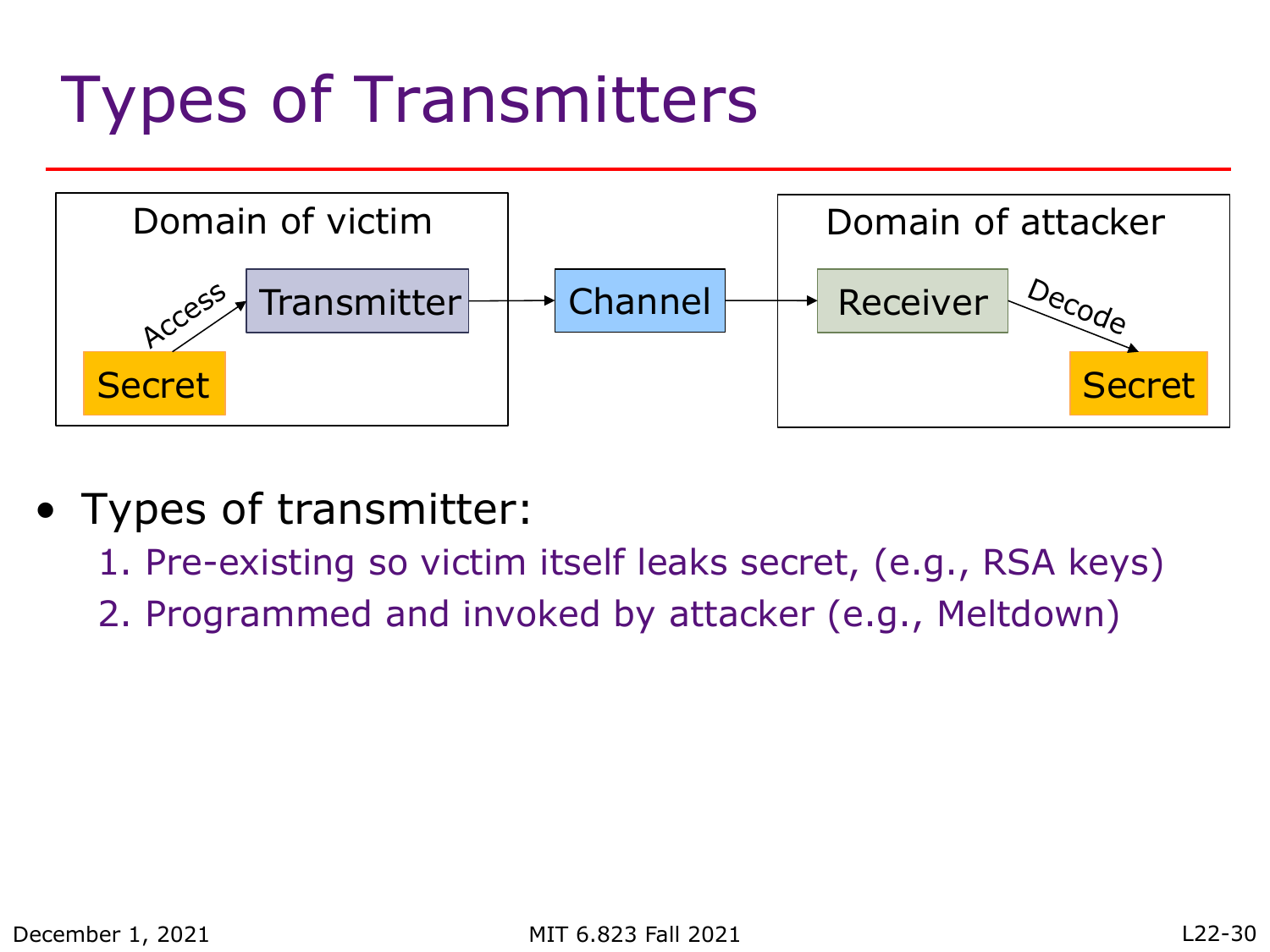# Types of Transmitters

Domain of victim

Secret

Access

Transmitter

Channel

Domain of attacker

Receiver

Decode

Secret

- Types of transmitter:
  1. Pre-existing so victim itself leaks secret, (e.g., RSA keys)
  2. Programmed and invoked by attacker (e.g., Meltdown)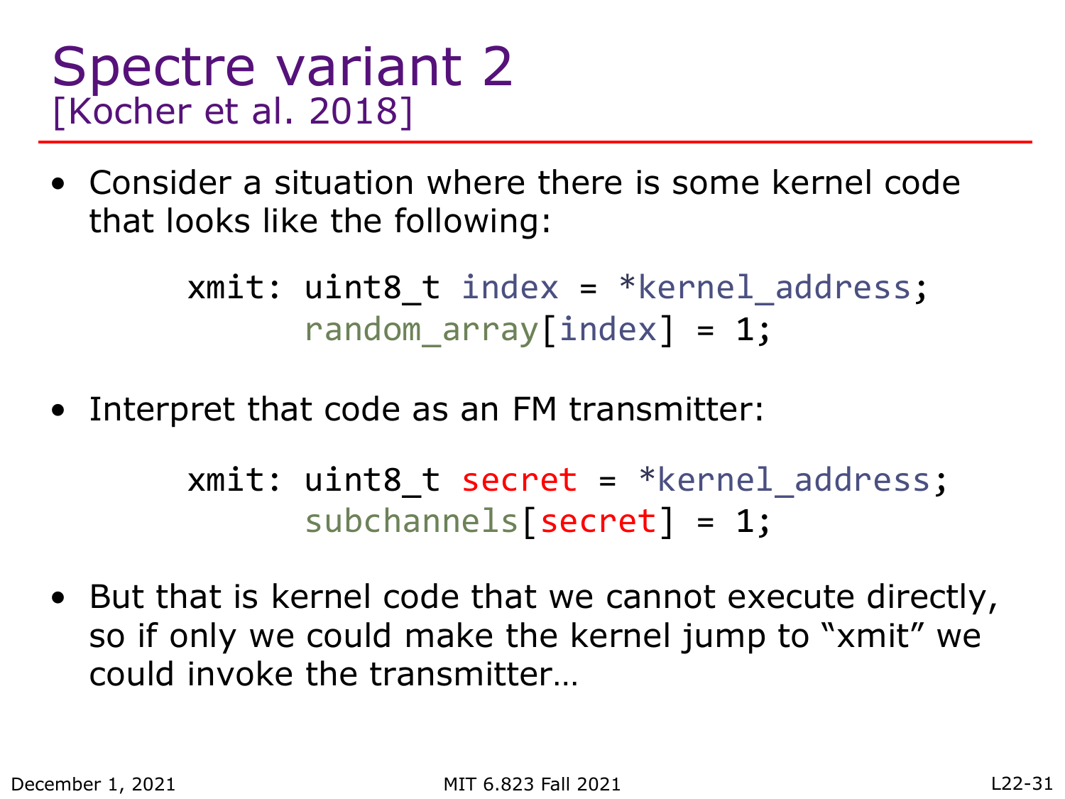# Spectre variant 2
[Kocher et al. 2018]

- Consider a situation where there is some kernel code that looks like the following:

```
xmit: uint8_t index = *kernel_address;
      random_array[index] = 1;
```

- Interpret that code as an FM transmitter:

```
xmit: uint8_t secret = *kernel_address;
      subchannels[secret] = 1;
```

- But that is kernel code that we cannot execute directly, so if only we could make the kernel jump to “xmit” we could invoke the transmitter…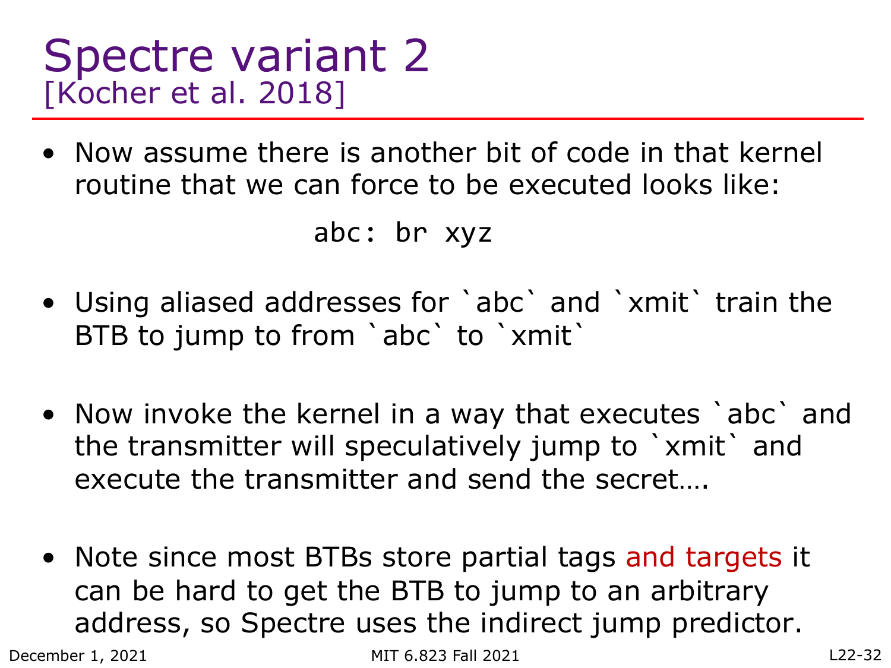# Spectre variant 2

## [Kocher et al. 2018]

- Now assume there is another bit of code in that kernel routine that we can force to be executed looks like:

```
abc: br xyz
```

- Using aliased addresses for \`abc\` and \`xmit\` train the BTB to jump to from \`abc\` to \`xmit\`

- Now invoke the kernel in a way that executes \`abc\` and the transmitter will speculatively jump to \`xmit\` and execute the transmitter and send the secret….

- Note since most BTBs store partial tags and targets it can be hard to get the BTB to jump to an arbitrary address, so Spectre uses the indirect jump predictor.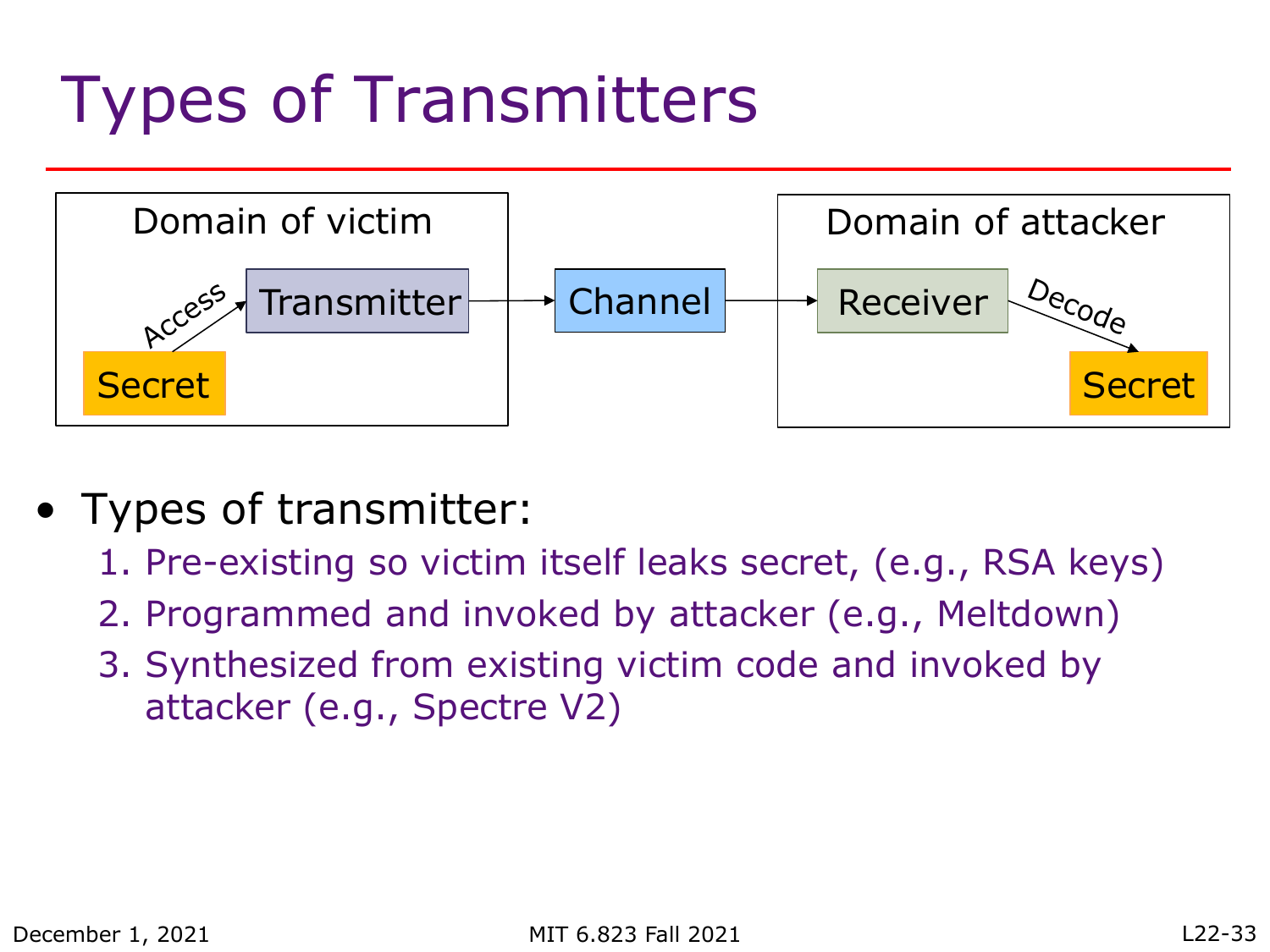# Types of Transmitters

Domain of victim

Secret

Access

Transmitter

Channel

Domain of attacker

Receiver

Decode

Secret

- Types of transmitter:
  1. Pre-existing so victim itself leaks secret, (e.g., RSA keys)
  2. Programmed and invoked by attacker (e.g., Meltdown)
  3. Synthesized from existing victim code and invoked by attacker (e.g., Spectre V2)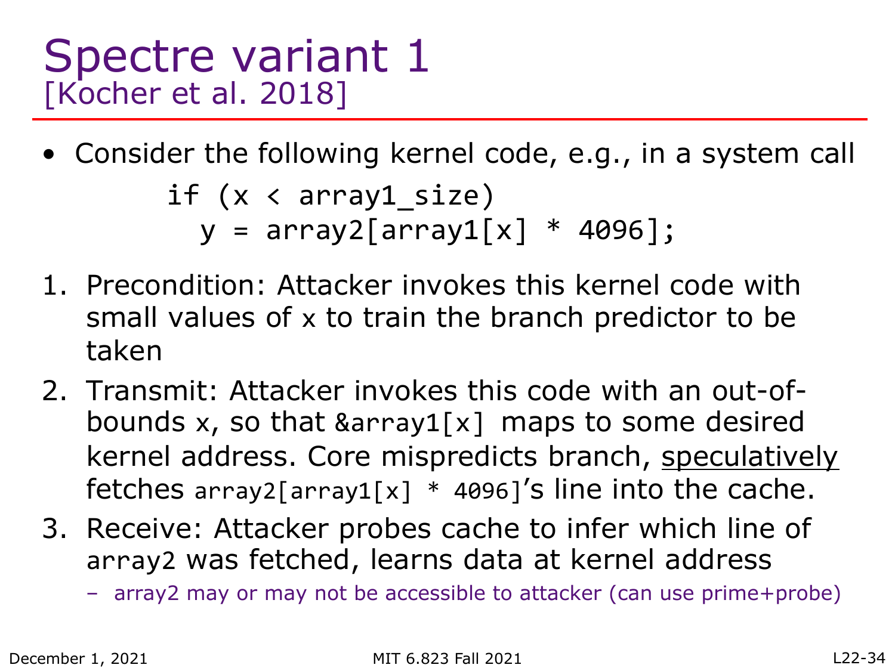# Spectre variant 1
[Kocher et al. 2018]

- Consider the following kernel code, e.g., in a system call

```
if (x < array1_size)
  y = array2[array1[x] * 4096];
```

1. Precondition: Attacker invokes this kernel code with small values of `x` to train the branch predictor to be taken
2. Transmit: Attacker invokes this code with an out-of-bounds `x`, so that `&array1[x]` maps to some desired kernel address. Core mispredicts branch, <u>speculatively</u> fetches `array2[array1[x] * 4096]`'s line into the cache.
3. Receive: Attacker probes cache to infer which line of `array2` was fetched, learns data at kernel address
   - array2 may or may not be accessible to attacker (can use prime+probe)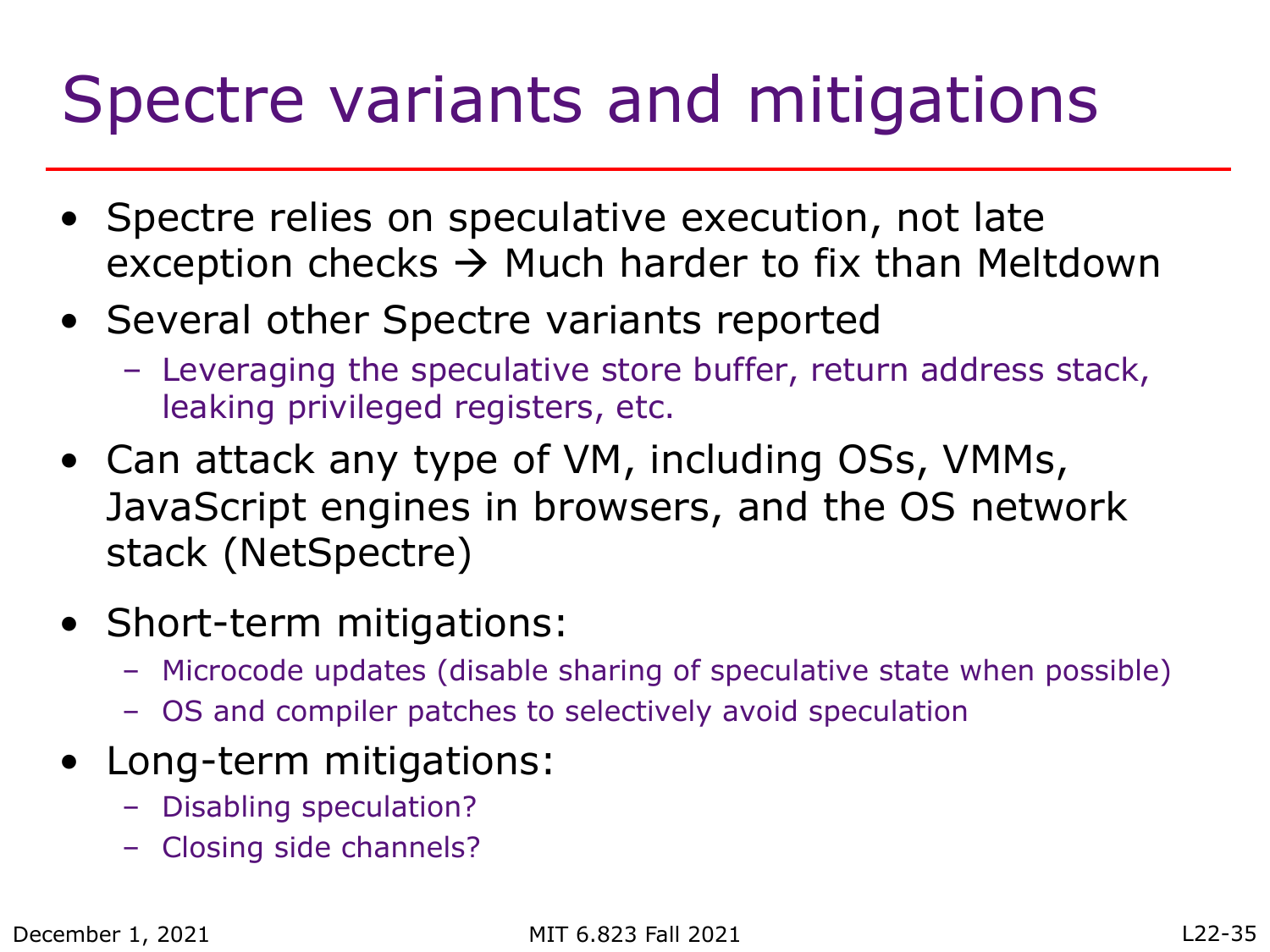# Spectre variants and mitigations

- Spectre relies on speculative execution, not late exception checks → Much harder to fix than Meltdown
- Several other Spectre variants reported
  - Leveraging the speculative store buffer, return address stack, leaking privileged registers, etc.
- Can attack any type of VM, including OSs, VMMs, JavaScript engines in browsers, and the OS network stack (NetSpectre)
- Short-term mitigations:
  - Microcode updates (disable sharing of speculative state when possible)
  - OS and compiler patches to selectively avoid speculation
- Long-term mitigations:
  - Disabling speculation?
  - Closing side channels?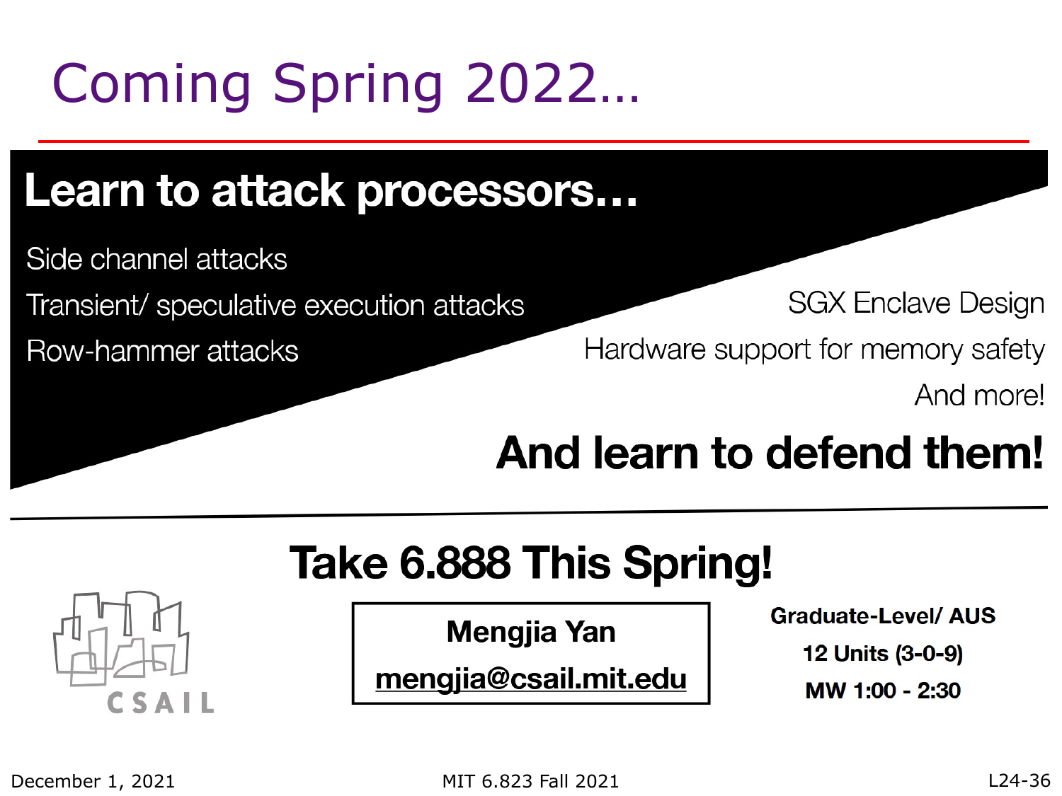# Coming Spring 2022…

## Learn to attack processors…

Side channel attacks

Transient/ speculative execution attacks

Row-hammer attacks

SGX Enclave Design

Hardware support for memory safety

And more!

## And learn to defend them!

## Take 6.888 This Spring!

CSAIL

**Mengjia Yan**

**mengjia@csail.mit.edu**

**Graduate-Level/ AUS**

**12 Units (3-0-9)**

**MW 1:00 - 2:30**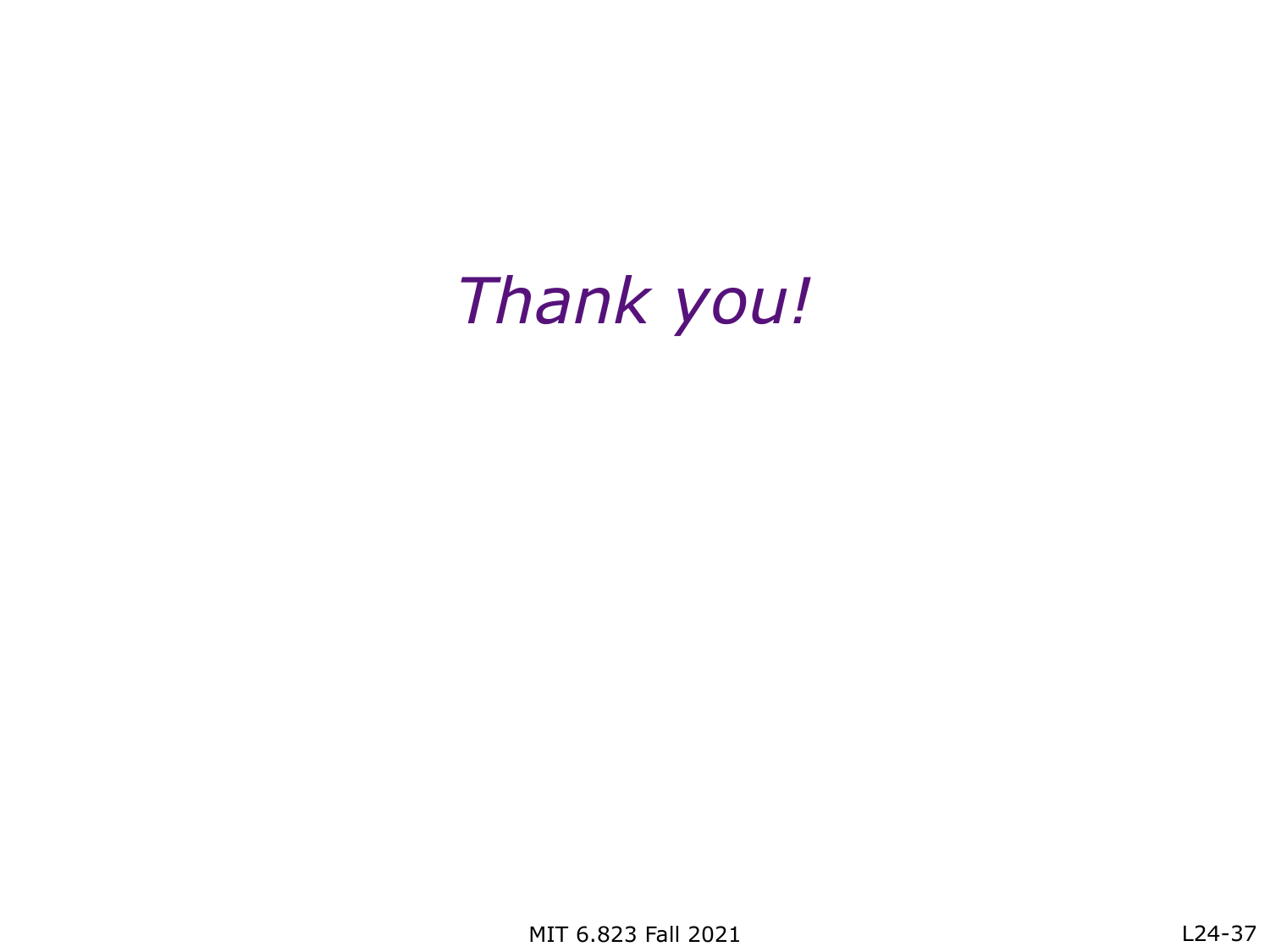*Thank you!*